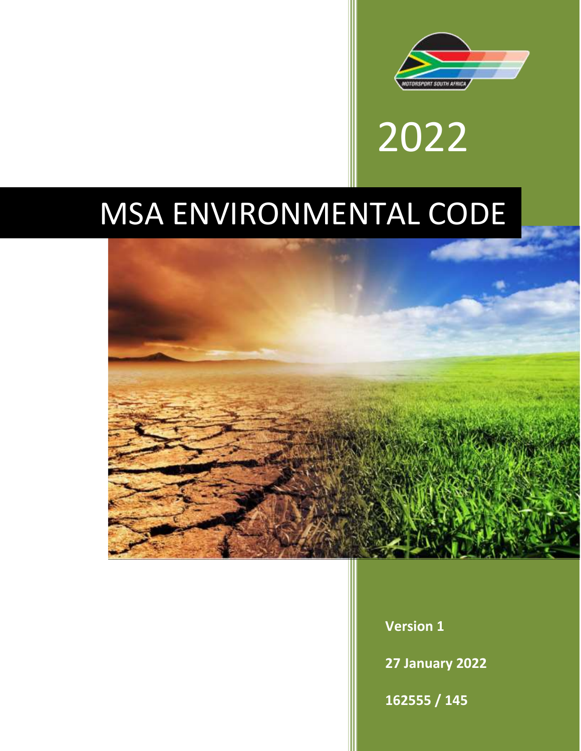2022

# MSA ENVIRONMENTAL CODE

**Version 1**

**27 January 2022**

**162555 / 145**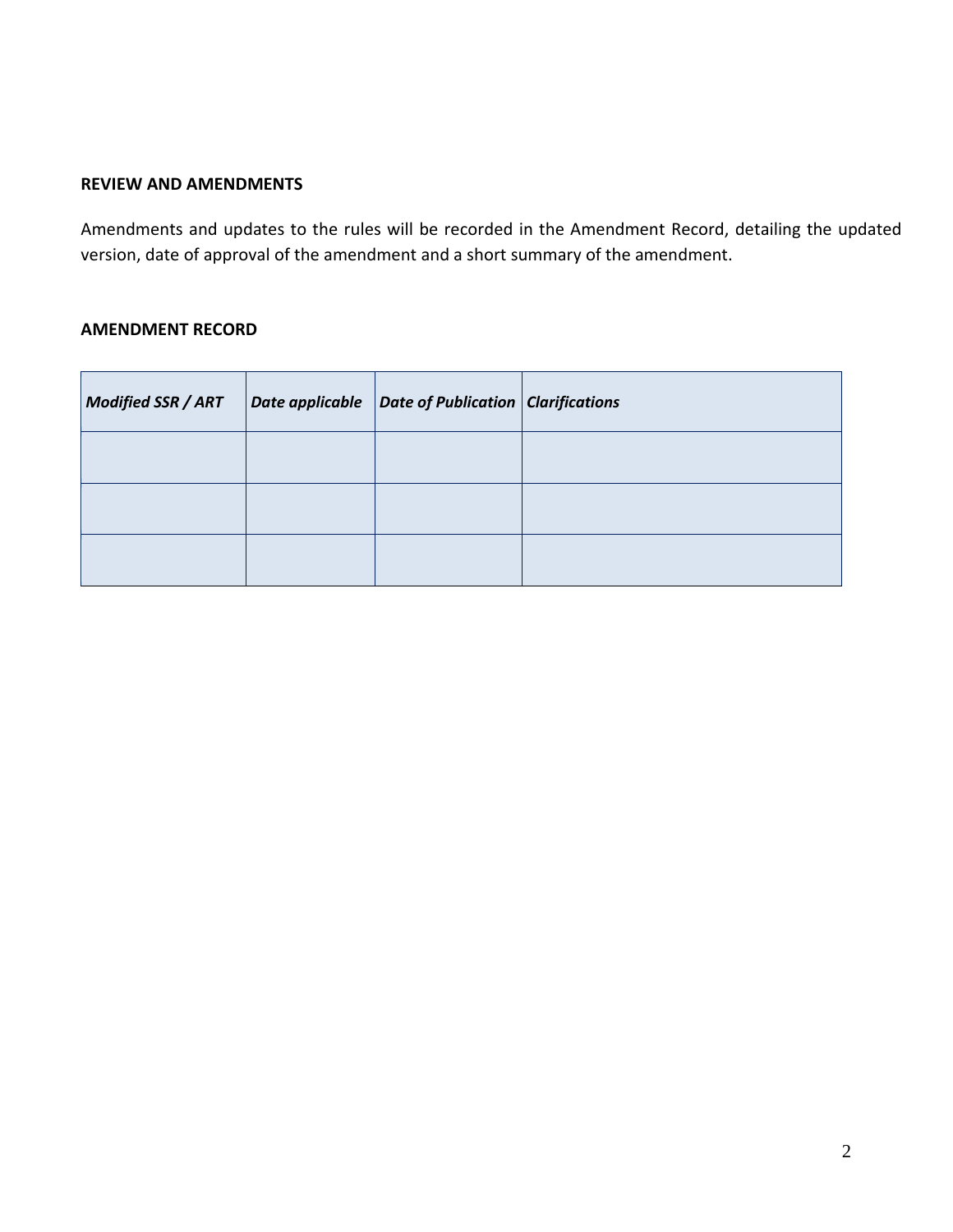**REVIEW AND AMENDMENTS**

Amendments and updates to the rules will be recorded in the Amendment Record, detailing the updated version, date of approval of the amendment and a short summary of the amendment.

**AMENDMENT RECORD**

| ***Modified SSR / ART*** | ***Date applicable*** | ***Date of Publication*** | ***Clarifications*** |
|---|---|---|---|
| | | | |
| | | | |
| | | | |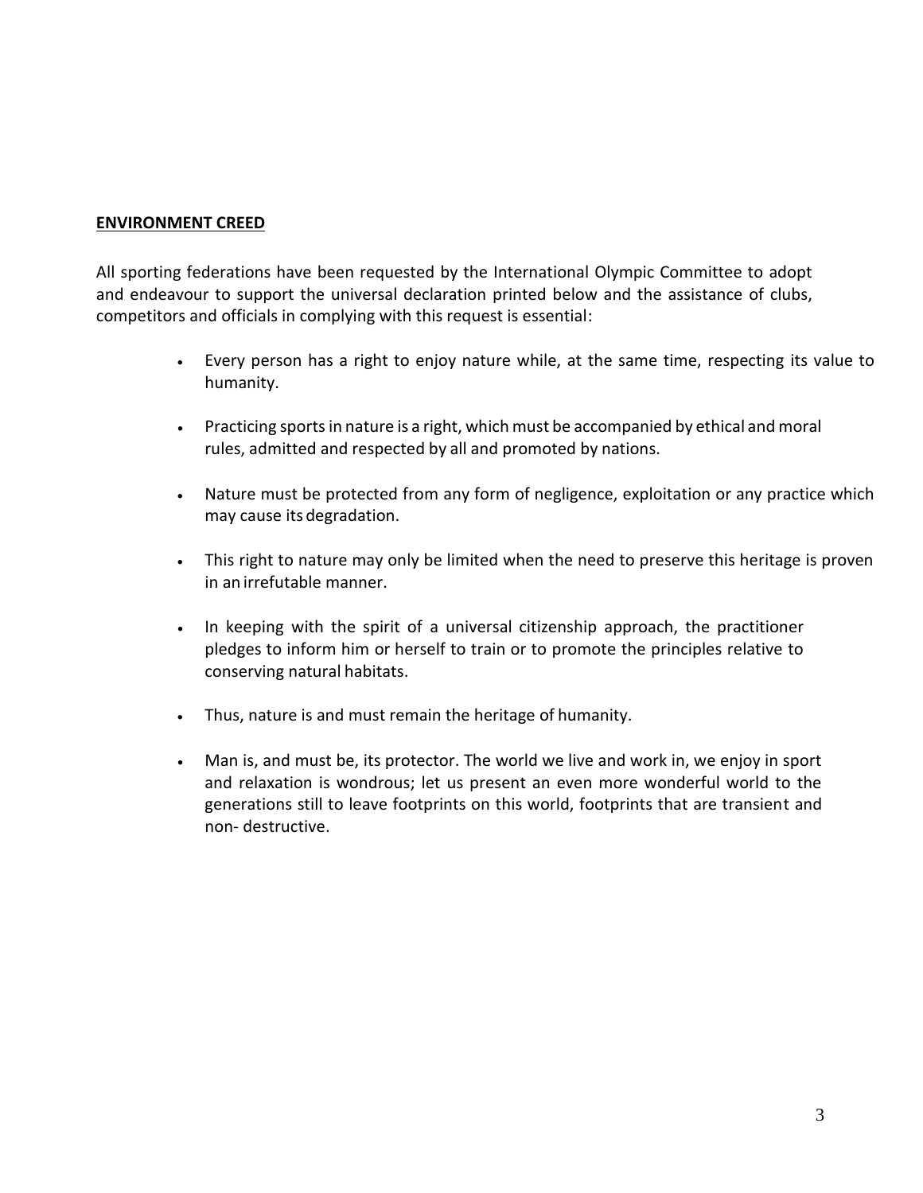## ENVIRONMENT CREED

All sporting federations have been requested by the International Olympic Committee to adopt and endeavour to support the universal declaration printed below and the assistance of clubs, competitors and officials in complying with this request is essential:

- Every person has a right to enjoy nature while, at the same time, respecting its value to humanity.
- Practicing sports in nature is a right, which must be accompanied by ethical and moral rules, admitted and respected by all and promoted by nations.
- Nature must be protected from any form of negligence, exploitation or any practice which may cause its degradation.
- This right to nature may only be limited when the need to preserve this heritage is proven in an irrefutable manner.
- In keeping with the spirit of a universal citizenship approach, the practitioner pledges to inform him or herself to train or to promote the principles relative to conserving natural habitats.
- Thus, nature is and must remain the heritage of humanity.
- Man is, and must be, its protector. The world we live and work in, we enjoy in sport and relaxation is wondrous; let us present an even more wonderful world to the generations still to leave footprints on this world, footprints that are transient and non- destructive.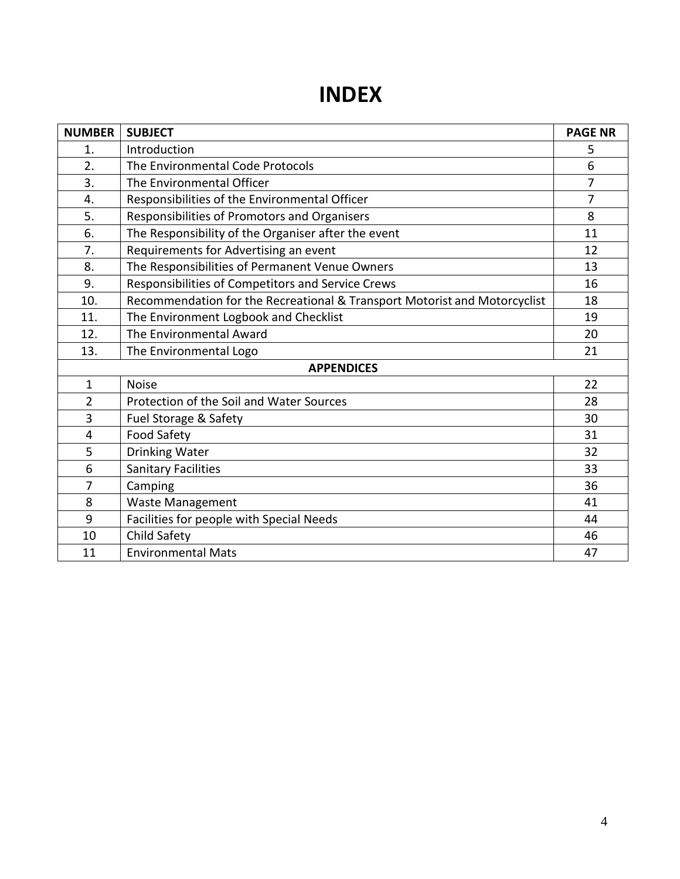# INDEX

| NUMBER | SUBJECT | PAGE NR |
|---|---|---|
| 1. | Introduction | 5 |
| 2. | The Environmental Code Protocols | 6 |
| 3. | The Environmental Officer | 7 |
| 4. | Responsibilities of the Environmental Officer | 7 |
| 5. | Responsibilities of Promotors and Organisers | 8 |
| 6. | The Responsibility of the Organiser after the event | 11 |
| 7. | Requirements for Advertising an event | 12 |
| 8. | The Responsibilities of Permanent Venue Owners | 13 |
| 9. | Responsibilities of Competitors and Service Crews | 16 |
| 10. | Recommendation for the Recreational & Transport Motorist and Motorcyclist | 18 |
| 11. | The Environment Logbook and Checklist | 19 |
| 12. | The Environmental Award | 20 |
| 13. | The Environmental Logo | 21 |
| **APPENDICES** | | |
| 1 | Noise | 22 |
| 2 | Protection of the Soil and Water Sources | 28 |
| 3 | Fuel Storage & Safety | 30 |
| 4 | Food Safety | 31 |
| 5 | Drinking Water | 32 |
| 6 | Sanitary Facilities | 33 |
| 7 | Camping | 36 |
| 8 | Waste Management | 41 |
| 9 | Facilities for people with Special Needs | 44 |
| 10 | Child Safety | 46 |
| 11 | Environmental Mats | 47 |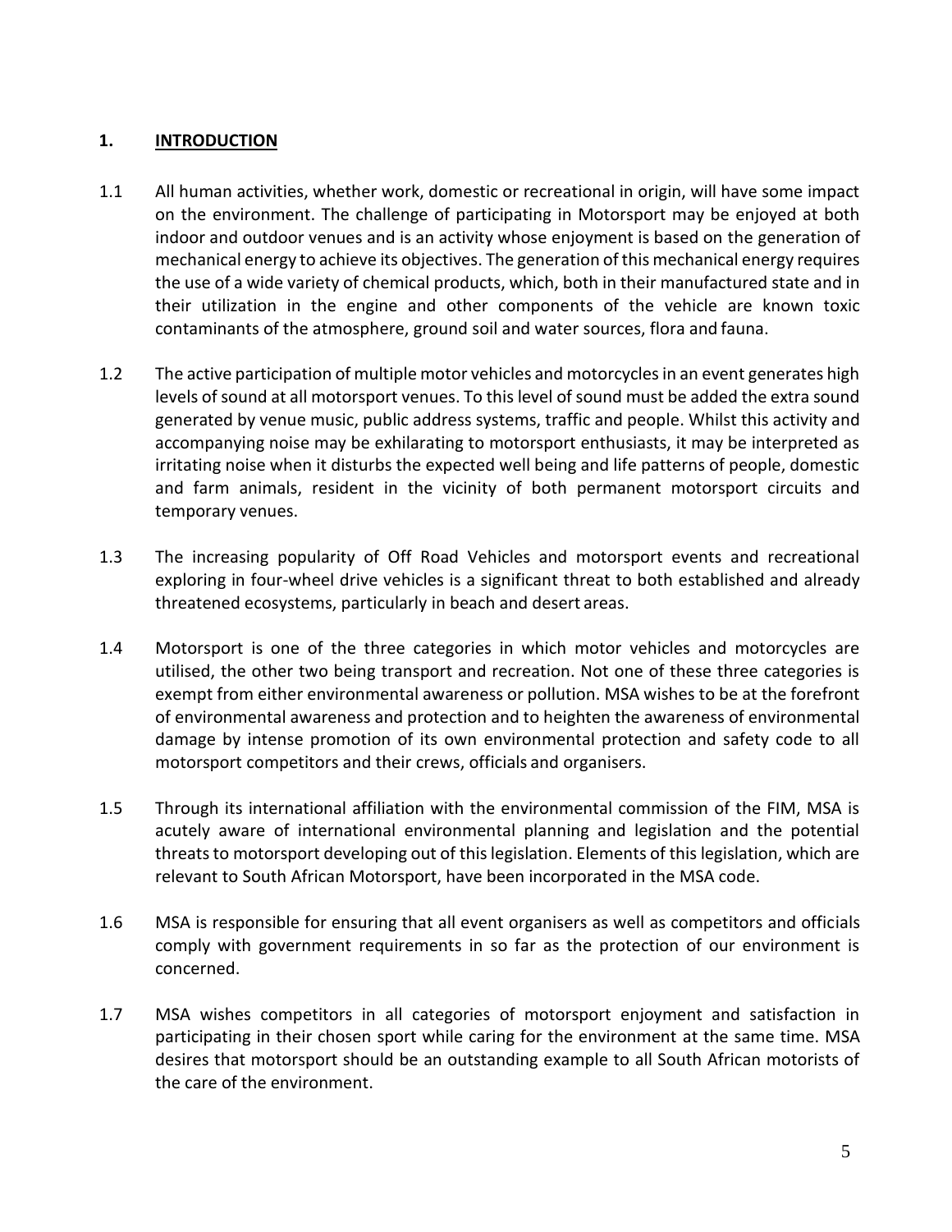## 1. INTRODUCTION

1.1 All human activities, whether work, domestic or recreational in origin, will have some impact on the environment. The challenge of participating in Motorsport may be enjoyed at both indoor and outdoor venues and is an activity whose enjoyment is based on the generation of mechanical energy to achieve its objectives. The generation of this mechanical energy requires the use of a wide variety of chemical products, which, both in their manufactured state and in their utilization in the engine and other components of the vehicle are known toxic contaminants of the atmosphere, ground soil and water sources, flora and fauna.

1.2 The active participation of multiple motor vehicles and motorcycles in an event generates high levels of sound at all motorsport venues. To this level of sound must be added the extra sound generated by venue music, public address systems, traffic and people. Whilst this activity and accompanying noise may be exhilarating to motorsport enthusiasts, it may be interpreted as irritating noise when it disturbs the expected well being and life patterns of people, domestic and farm animals, resident in the vicinity of both permanent motorsport circuits and temporary venues.

1.3 The increasing popularity of Off Road Vehicles and motorsport events and recreational exploring in four-wheel drive vehicles is a significant threat to both established and already threatened ecosystems, particularly in beach and desert areas.

1.4 Motorsport is one of the three categories in which motor vehicles and motorcycles are utilised, the other two being transport and recreation. Not one of these three categories is exempt from either environmental awareness or pollution. MSA wishes to be at the forefront of environmental awareness and protection and to heighten the awareness of environmental damage by intense promotion of its own environmental protection and safety code to all motorsport competitors and their crews, officials and organisers.

1.5 Through its international affiliation with the environmental commission of the FIM, MSA is acutely aware of international environmental planning and legislation and the potential threats to motorsport developing out of this legislation. Elements of this legislation, which are relevant to South African Motorsport, have been incorporated in the MSA code.

1.6 MSA is responsible for ensuring that all event organisers as well as competitors and officials comply with government requirements in so far as the protection of our environment is concerned.

1.7 MSA wishes competitors in all categories of motorsport enjoyment and satisfaction in participating in their chosen sport while caring for the environment at the same time. MSA desires that motorsport should be an outstanding example to all South African motorists of the care of the environment.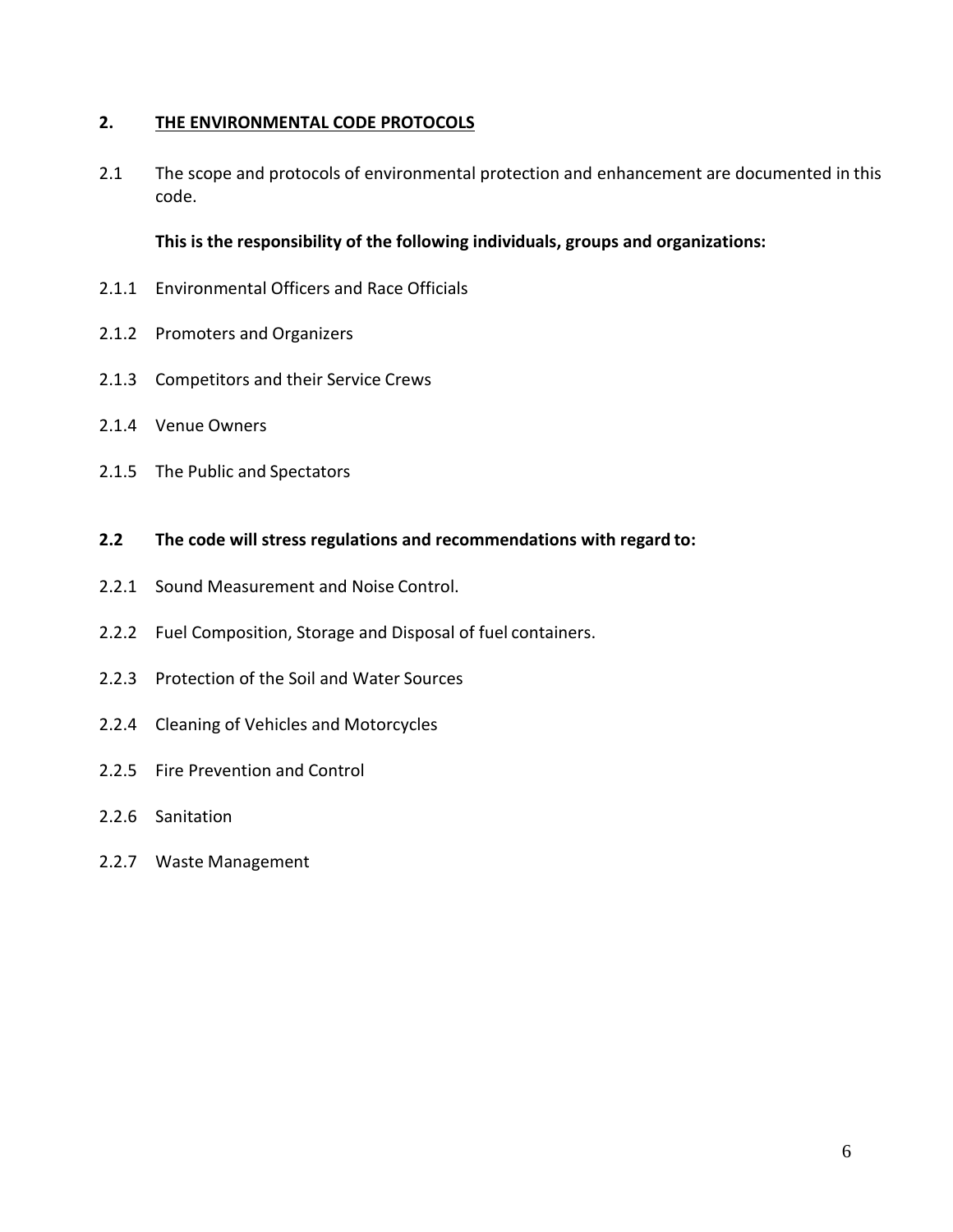## 2. THE ENVIRONMENTAL CODE PROTOCOLS

2.1 The scope and protocols of environmental protection and enhancement are documented in this code.

**This is the responsibility of the following individuals, groups and organizations:**

2.1.1 Environmental Officers and Race Officials

2.1.2 Promoters and Organizers

2.1.3 Competitors and their Service Crews

2.1.4 Venue Owners

2.1.5 The Public and Spectators

**2.2 The code will stress regulations and recommendations with regard to:**

2.2.1 Sound Measurement and Noise Control.

2.2.2 Fuel Composition, Storage and Disposal of fuel containers.

2.2.3 Protection of the Soil and Water Sources

2.2.4 Cleaning of Vehicles and Motorcycles

2.2.5 Fire Prevention and Control

2.2.6 Sanitation

2.2.7 Waste Management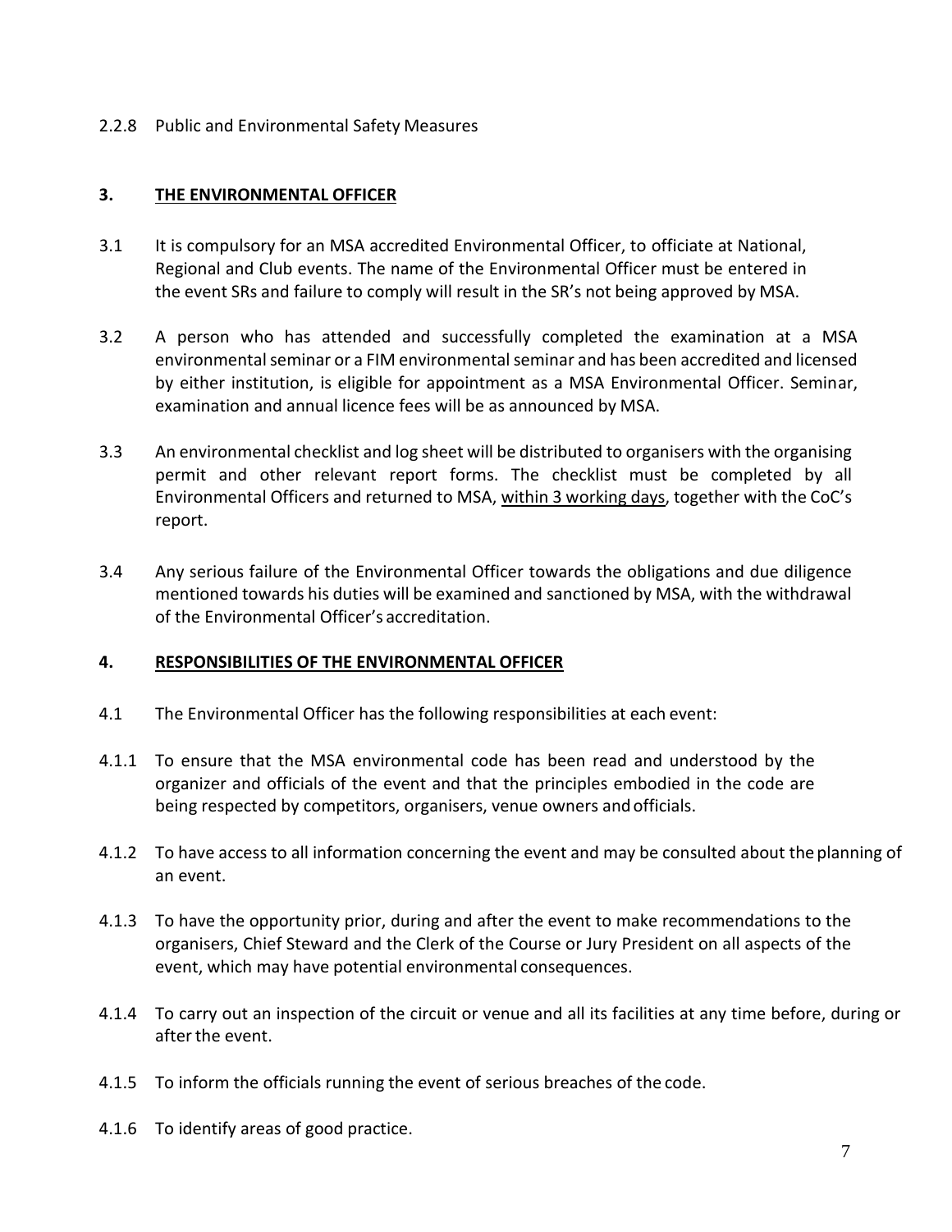2.2.8 Public and Environmental Safety Measures

## 3. THE ENVIRONMENTAL OFFICER

3.1 It is compulsory for an MSA accredited Environmental Officer, to officiate at National, Regional and Club events. The name of the Environmental Officer must be entered in the event SRs and failure to comply will result in the SR's not being approved by MSA.

3.2 A person who has attended and successfully completed the examination at a MSA environmental seminar or a FIM environmental seminar and has been accredited and licensed by either institution, is eligible for appointment as a MSA Environmental Officer. Seminar, examination and annual licence fees will be as announced by MSA.

3.3 An environmental checklist and log sheet will be distributed to organisers with the organising permit and other relevant report forms. The checklist must be completed by all Environmental Officers and returned to MSA, within 3 working days, together with the CoC's report.

3.4 Any serious failure of the Environmental Officer towards the obligations and due diligence mentioned towards his duties will be examined and sanctioned by MSA, with the withdrawal of the Environmental Officer's accreditation.

## 4. RESPONSIBILITIES OF THE ENVIRONMENTAL OFFICER

4.1 The Environmental Officer has the following responsibilities at each event:

4.1.1 To ensure that the MSA environmental code has been read and understood by the organizer and officials of the event and that the principles embodied in the code are being respected by competitors, organisers, venue owners and officials.

4.1.2 To have access to all information concerning the event and may be consulted about the planning of an event.

4.1.3 To have the opportunity prior, during and after the event to make recommendations to the organisers, Chief Steward and the Clerk of the Course or Jury President on all aspects of the event, which may have potential environmental consequences.

4.1.4 To carry out an inspection of the circuit or venue and all its facilities at any time before, during or after the event.

4.1.5 To inform the officials running the event of serious breaches of the code.

4.1.6 To identify areas of good practice.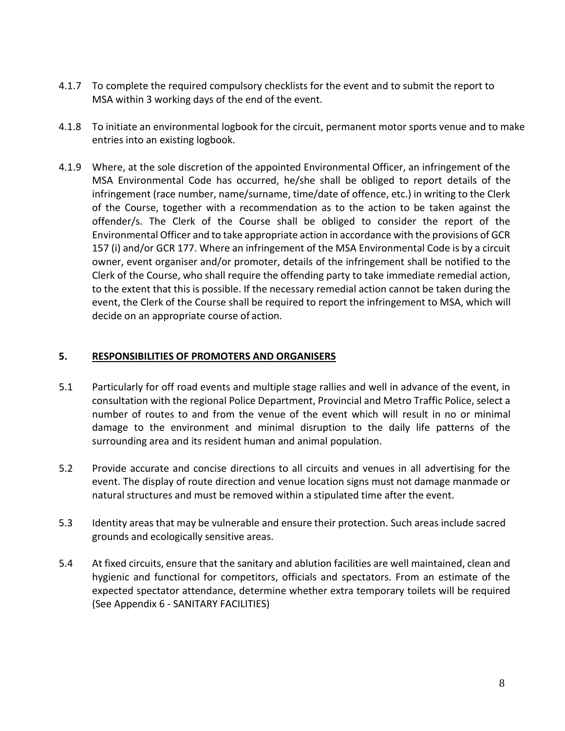4.1.7 To complete the required compulsory checklists for the event and to submit the report to MSA within 3 working days of the end of the event.

4.1.8 To initiate an environmental logbook for the circuit, permanent motor sports venue and to make entries into an existing logbook.

4.1.9 Where, at the sole discretion of the appointed Environmental Officer, an infringement of the MSA Environmental Code has occurred, he/she shall be obliged to report details of the infringement (race number, name/surname, time/date of offence, etc.) in writing to the Clerk of the Course, together with a recommendation as to the action to be taken against the offender/s. The Clerk of the Course shall be obliged to consider the report of the Environmental Officer and to take appropriate action in accordance with the provisions of GCR 157 (i) and/or GCR 177. Where an infringement of the MSA Environmental Code is by a circuit owner, event organiser and/or promoter, details of the infringement shall be notified to the Clerk of the Course, who shall require the offending party to take immediate remedial action, to the extent that this is possible. If the necessary remedial action cannot be taken during the event, the Clerk of the Course shall be required to report the infringement to MSA, which will decide on an appropriate course of action.

## 5. <u>RESPONSIBILITIES OF PROMOTERS AND ORGANISERS</u>

5.1 Particularly for off road events and multiple stage rallies and well in advance of the event, in consultation with the regional Police Department, Provincial and Metro Traffic Police, select a number of routes to and from the venue of the event which will result in no or minimal damage to the environment and minimal disruption to the daily life patterns of the surrounding area and its resident human and animal population.

5.2 Provide accurate and concise directions to all circuits and venues in all advertising for the event. The display of route direction and venue location signs must not damage manmade or natural structures and must be removed within a stipulated time after the event.

5.3 Identity areas that may be vulnerable and ensure their protection. Such areas include sacred grounds and ecologically sensitive areas.

5.4 At fixed circuits, ensure that the sanitary and ablution facilities are well maintained, clean and hygienic and functional for competitors, officials and spectators. From an estimate of the expected spectator attendance, determine whether extra temporary toilets will be required (See Appendix 6 - SANITARY FACILITIES)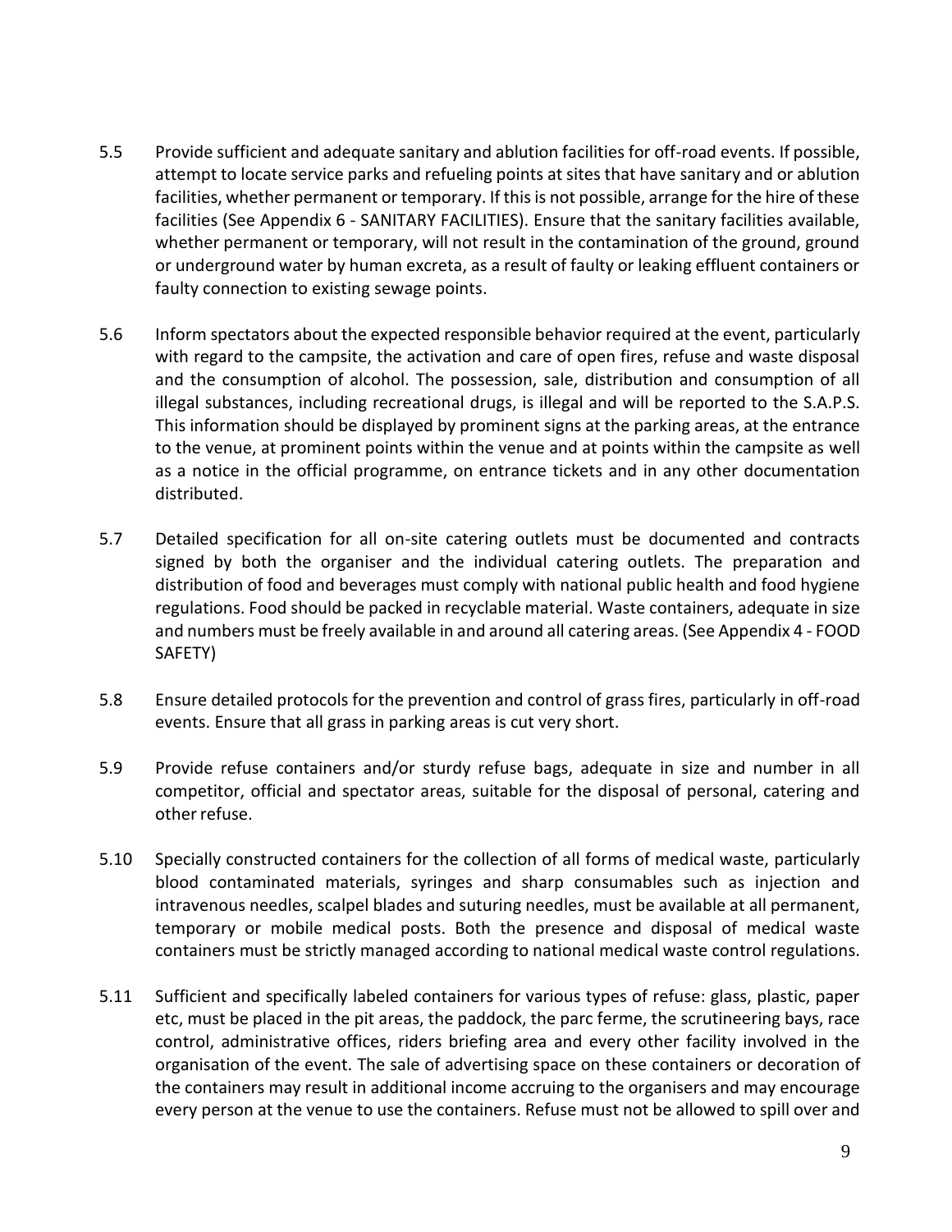5.5 Provide sufficient and adequate sanitary and ablution facilities for off-road events. If possible, attempt to locate service parks and refueling points at sites that have sanitary and or ablution facilities, whether permanent or temporary. If this is not possible, arrange for the hire of these facilities (See Appendix 6 - SANITARY FACILITIES). Ensure that the sanitary facilities available, whether permanent or temporary, will not result in the contamination of the ground, ground or underground water by human excreta, as a result of faulty or leaking effluent containers or faulty connection to existing sewage points.

5.6 Inform spectators about the expected responsible behavior required at the event, particularly with regard to the campsite, the activation and care of open fires, refuse and waste disposal and the consumption of alcohol. The possession, sale, distribution and consumption of all illegal substances, including recreational drugs, is illegal and will be reported to the S.A.P.S. This information should be displayed by prominent signs at the parking areas, at the entrance to the venue, at prominent points within the venue and at points within the campsite as well as a notice in the official programme, on entrance tickets and in any other documentation distributed.

5.7 Detailed specification for all on-site catering outlets must be documented and contracts signed by both the organiser and the individual catering outlets. The preparation and distribution of food and beverages must comply with national public health and food hygiene regulations. Food should be packed in recyclable material. Waste containers, adequate in size and numbers must be freely available in and around all catering areas. (See Appendix 4 - FOOD SAFETY)

5.8 Ensure detailed protocols for the prevention and control of grass fires, particularly in off-road events. Ensure that all grass in parking areas is cut very short.

5.9 Provide refuse containers and/or sturdy refuse bags, adequate in size and number in all competitor, official and spectator areas, suitable for the disposal of personal, catering and other refuse.

5.10 Specially constructed containers for the collection of all forms of medical waste, particularly blood contaminated materials, syringes and sharp consumables such as injection and intravenous needles, scalpel blades and suturing needles, must be available at all permanent, temporary or mobile medical posts. Both the presence and disposal of medical waste containers must be strictly managed according to national medical waste control regulations.

5.11 Sufficient and specifically labeled containers for various types of refuse: glass, plastic, paper etc, must be placed in the pit areas, the paddock, the parc ferme, the scrutineering bays, race control, administrative offices, riders briefing area and every other facility involved in the organisation of the event. The sale of advertising space on these containers or decoration of the containers may result in additional income accruing to the organisers and may encourage every person at the venue to use the containers. Refuse must not be allowed to spill over and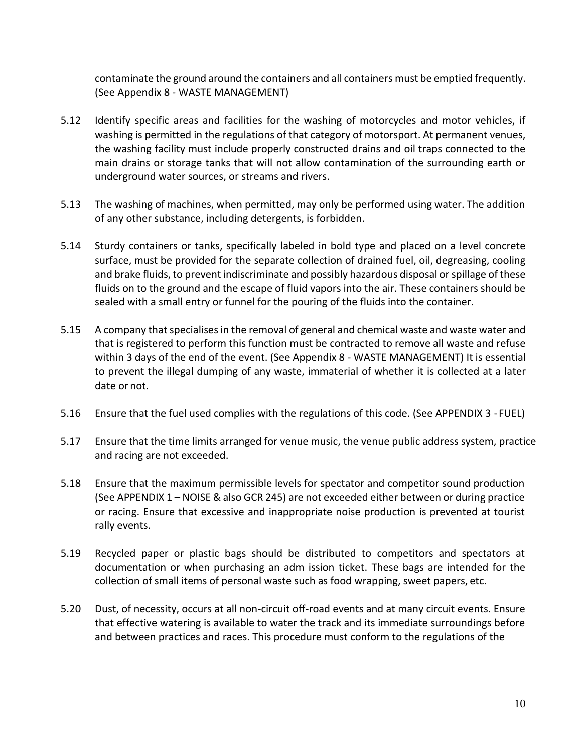contaminate the ground around the containers and all containers must be emptied frequently. (See Appendix 8 - WASTE MANAGEMENT)

5.12 Identify specific areas and facilities for the washing of motorcycles and motor vehicles, if washing is permitted in the regulations of that category of motorsport. At permanent venues, the washing facility must include properly constructed drains and oil traps connected to the main drains or storage tanks that will not allow contamination of the surrounding earth or underground water sources, or streams and rivers.

5.13 The washing of machines, when permitted, may only be performed using water. The addition of any other substance, including detergents, is forbidden.

5.14 Sturdy containers or tanks, specifically labeled in bold type and placed on a level concrete surface, must be provided for the separate collection of drained fuel, oil, degreasing, cooling and brake fluids, to prevent indiscriminate and possibly hazardous disposal or spillage of these fluids on to the ground and the escape of fluid vapors into the air. These containers should be sealed with a small entry or funnel for the pouring of the fluids into the container.

5.15 A company that specialises in the removal of general and chemical waste and waste water and that is registered to perform this function must be contracted to remove all waste and refuse within 3 days of the end of the event. (See Appendix 8 - WASTE MANAGEMENT) It is essential to prevent the illegal dumping of any waste, immaterial of whether it is collected at a later date or not.

5.16 Ensure that the fuel used complies with the regulations of this code. (See APPENDIX 3 - FUEL)

5.17 Ensure that the time limits arranged for venue music, the venue public address system, practice and racing are not exceeded.

5.18 Ensure that the maximum permissible levels for spectator and competitor sound production (See APPENDIX 1 – NOISE & also GCR 245) are not exceeded either between or during practice or racing. Ensure that excessive and inappropriate noise production is prevented at tourist rally events.

5.19 Recycled paper or plastic bags should be distributed to competitors and spectators at documentation or when purchasing an adm ission ticket. These bags are intended for the collection of small items of personal waste such as food wrapping, sweet papers, etc.

5.20 Dust, of necessity, occurs at all non-circuit off-road events and at many circuit events. Ensure that effective watering is available to water the track and its immediate surroundings before and between practices and races. This procedure must conform to the regulations of the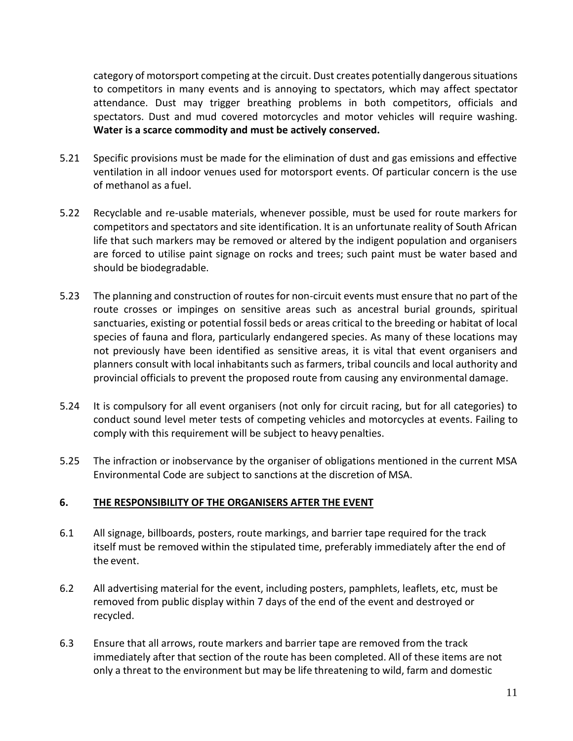category of motorsport competing at the circuit. Dust creates potentially dangerous situations to competitors in many events and is annoying to spectators, which may affect spectator attendance. Dust may trigger breathing problems in both competitors, officials and spectators. Dust and mud covered motorcycles and motor vehicles will require washing. **Water is a scarce commodity and must be actively conserved.**

5.21 Specific provisions must be made for the elimination of dust and gas emissions and effective ventilation in all indoor venues used for motorsport events. Of particular concern is the use of methanol as a fuel.

5.22 Recyclable and re-usable materials, whenever possible, must be used for route markers for competitors and spectators and site identification. It is an unfortunate reality of South African life that such markers may be removed or altered by the indigent population and organisers are forced to utilise paint signage on rocks and trees; such paint must be water based and should be biodegradable.

5.23 The planning and construction of routes for non-circuit events must ensure that no part of the route crosses or impinges on sensitive areas such as ancestral burial grounds, spiritual sanctuaries, existing or potential fossil beds or areas critical to the breeding or habitat of local species of fauna and flora, particularly endangered species. As many of these locations may not previously have been identified as sensitive areas, it is vital that event organisers and planners consult with local inhabitants such as farmers, tribal councils and local authority and provincial officials to prevent the proposed route from causing any environmental damage.

5.24 It is compulsory for all event organisers (not only for circuit racing, but for all categories) to conduct sound level meter tests of competing vehicles and motorcycles at events. Failing to comply with this requirement will be subject to heavy penalties.

5.25 The infraction or inobservance by the organiser of obligations mentioned in the current MSA Environmental Code are subject to sanctions at the discretion of MSA.

## 6. THE RESPONSIBILITY OF THE ORGANISERS AFTER THE EVENT

6.1 All signage, billboards, posters, route markings, and barrier tape required for the track itself must be removed within the stipulated time, preferably immediately after the end of the event.

6.2 All advertising material for the event, including posters, pamphlets, leaflets, etc, must be removed from public display within 7 days of the end of the event and destroyed or recycled.

6.3 Ensure that all arrows, route markers and barrier tape are removed from the track immediately after that section of the route has been completed. All of these items are not only a threat to the environment but may be life threatening to wild, farm and domestic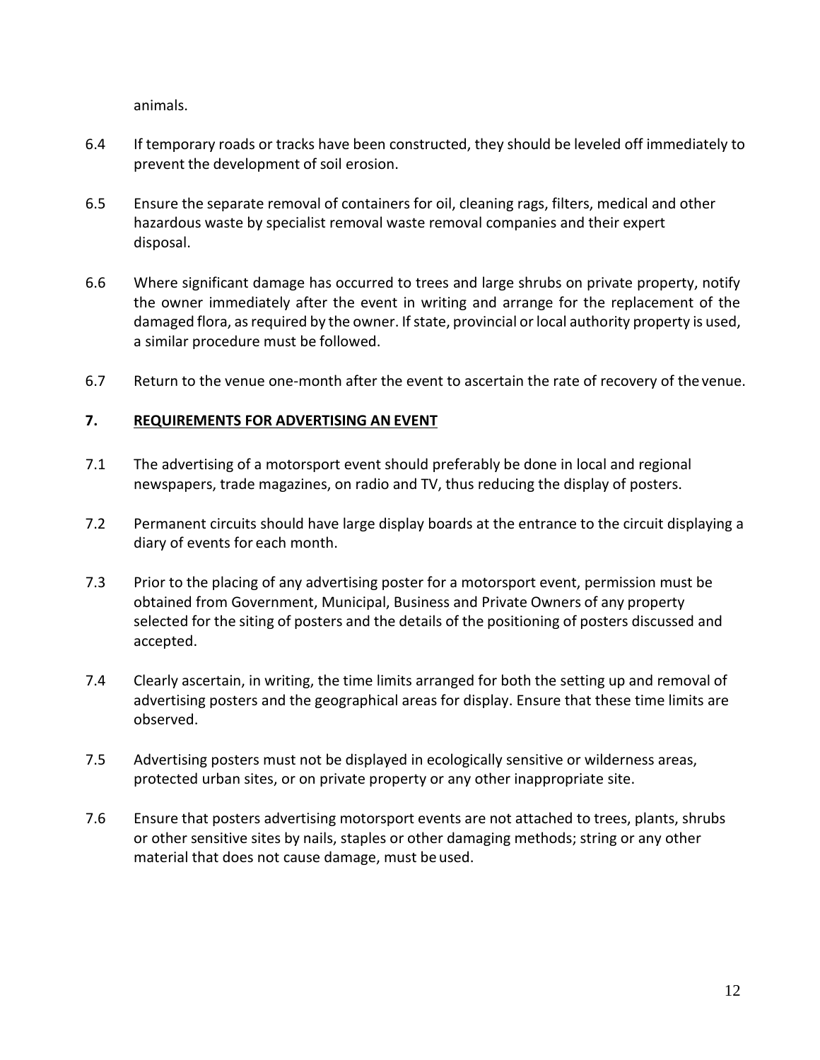animals.

6.4 If temporary roads or tracks have been constructed, they should be leveled off immediately to prevent the development of soil erosion.

6.5 Ensure the separate removal of containers for oil, cleaning rags, filters, medical and other hazardous waste by specialist removal waste removal companies and their expert disposal.

6.6 Where significant damage has occurred to trees and large shrubs on private property, notify the owner immediately after the event in writing and arrange for the replacement of the damaged flora, as required by the owner. If state, provincial or local authority property is used, a similar procedure must be followed.

6.7 Return to the venue one-month after the event to ascertain the rate of recovery of the venue.

## 7. REQUIREMENTS FOR ADVERTISING AN EVENT

7.1 The advertising of a motorsport event should preferably be done in local and regional newspapers, trade magazines, on radio and TV, thus reducing the display of posters.

7.2 Permanent circuits should have large display boards at the entrance to the circuit displaying a diary of events for each month.

7.3 Prior to the placing of any advertising poster for a motorsport event, permission must be obtained from Government, Municipal, Business and Private Owners of any property selected for the siting of posters and the details of the positioning of posters discussed and accepted.

7.4 Clearly ascertain, in writing, the time limits arranged for both the setting up and removal of advertising posters and the geographical areas for display. Ensure that these time limits are observed.

7.5 Advertising posters must not be displayed in ecologically sensitive or wilderness areas, protected urban sites, or on private property or any other inappropriate site.

7.6 Ensure that posters advertising motorsport events are not attached to trees, plants, shrubs or other sensitive sites by nails, staples or other damaging methods; string or any other material that does not cause damage, must be used.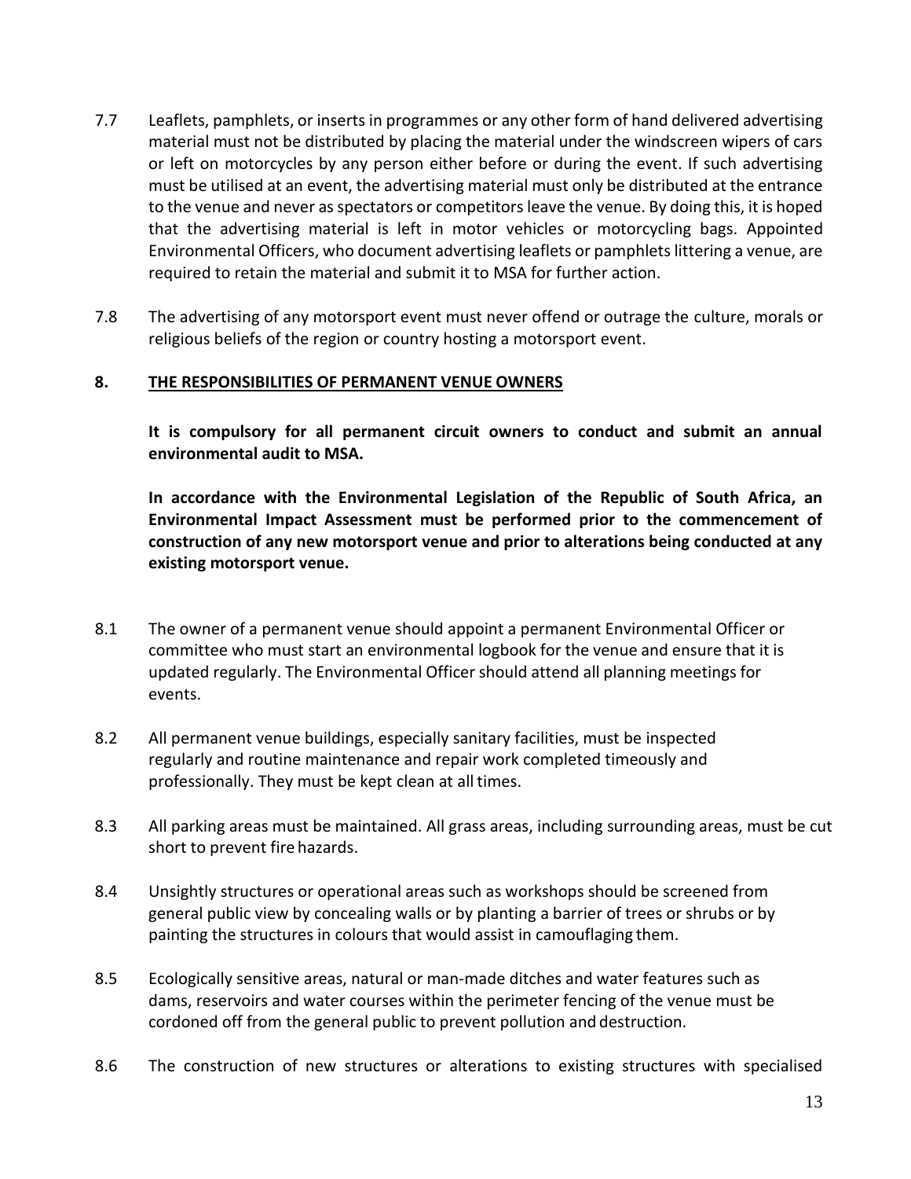7.7 Leaflets, pamphlets, or inserts in programmes or any other form of hand delivered advertising material must not be distributed by placing the material under the windscreen wipers of cars or left on motorcycles by any person either before or during the event. If such advertising must be utilised at an event, the advertising material must only be distributed at the entrance to the venue and never as spectators or competitors leave the venue. By doing this, it is hoped that the advertising material is left in motor vehicles or motorcycling bags. Appointed Environmental Officers, who document advertising leaflets or pamphlets littering a venue, are required to retain the material and submit it to MSA for further action.

7.8 The advertising of any motorsport event must never offend or outrage the culture, morals or religious beliefs of the region or country hosting a motorsport event.

## 8. THE RESPONSIBILITIES OF PERMANENT VENUE OWNERS

**It is compulsory for all permanent circuit owners to conduct and submit an annual environmental audit to MSA.**

**In accordance with the Environmental Legislation of the Republic of South Africa, an Environmental Impact Assessment must be performed prior to the commencement of construction of any new motorsport venue and prior to alterations being conducted at any existing motorsport venue.**

8.1 The owner of a permanent venue should appoint a permanent Environmental Officer or committee who must start an environmental logbook for the venue and ensure that it is updated regularly. The Environmental Officer should attend all planning meetings for events.

8.2 All permanent venue buildings, especially sanitary facilities, must be inspected regularly and routine maintenance and repair work completed timeously and professionally. They must be kept clean at all times.

8.3 All parking areas must be maintained. All grass areas, including surrounding areas, must be cut short to prevent fire hazards.

8.4 Unsightly structures or operational areas such as workshops should be screened from general public view by concealing walls or by planting a barrier of trees or shrubs or by painting the structures in colours that would assist in camouflaging them.

8.5 Ecologically sensitive areas, natural or man-made ditches and water features such as dams, reservoirs and water courses within the perimeter fencing of the venue must be cordoned off from the general public to prevent pollution and destruction.

8.6 The construction of new structures or alterations to existing structures with specialised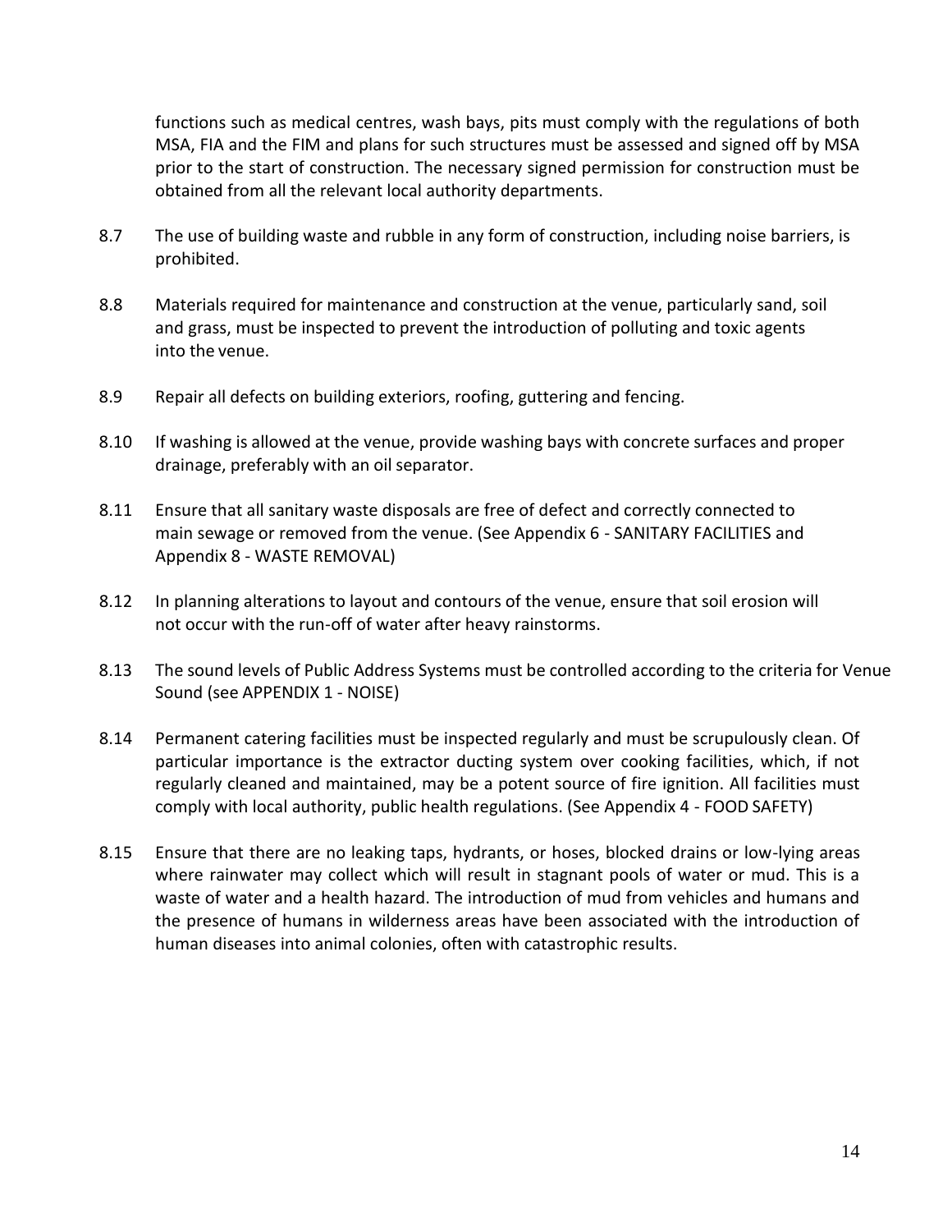functions such as medical centres, wash bays, pits must comply with the regulations of both MSA, FIA and the FIM and plans for such structures must be assessed and signed off by MSA prior to the start of construction. The necessary signed permission for construction must be obtained from all the relevant local authority departments.

8.7 The use of building waste and rubble in any form of construction, including noise barriers, is prohibited.

8.8 Materials required for maintenance and construction at the venue, particularly sand, soil and grass, must be inspected to prevent the introduction of polluting and toxic agents into the venue.

8.9 Repair all defects on building exteriors, roofing, guttering and fencing.

8.10 If washing is allowed at the venue, provide washing bays with concrete surfaces and proper drainage, preferably with an oil separator.

8.11 Ensure that all sanitary waste disposals are free of defect and correctly connected to main sewage or removed from the venue. (See Appendix 6 - SANITARY FACILITIES and Appendix 8 - WASTE REMOVAL)

8.12 In planning alterations to layout and contours of the venue, ensure that soil erosion will not occur with the run-off of water after heavy rainstorms.

8.13 The sound levels of Public Address Systems must be controlled according to the criteria for Venue Sound (see APPENDIX 1 - NOISE)

8.14 Permanent catering facilities must be inspected regularly and must be scrupulously clean. Of particular importance is the extractor ducting system over cooking facilities, which, if not regularly cleaned and maintained, may be a potent source of fire ignition. All facilities must comply with local authority, public health regulations. (See Appendix 4 - FOOD SAFETY)

8.15 Ensure that there are no leaking taps, hydrants, or hoses, blocked drains or low-lying areas where rainwater may collect which will result in stagnant pools of water or mud. This is a waste of water and a health hazard. The introduction of mud from vehicles and humans and the presence of humans in wilderness areas have been associated with the introduction of human diseases into animal colonies, often with catastrophic results.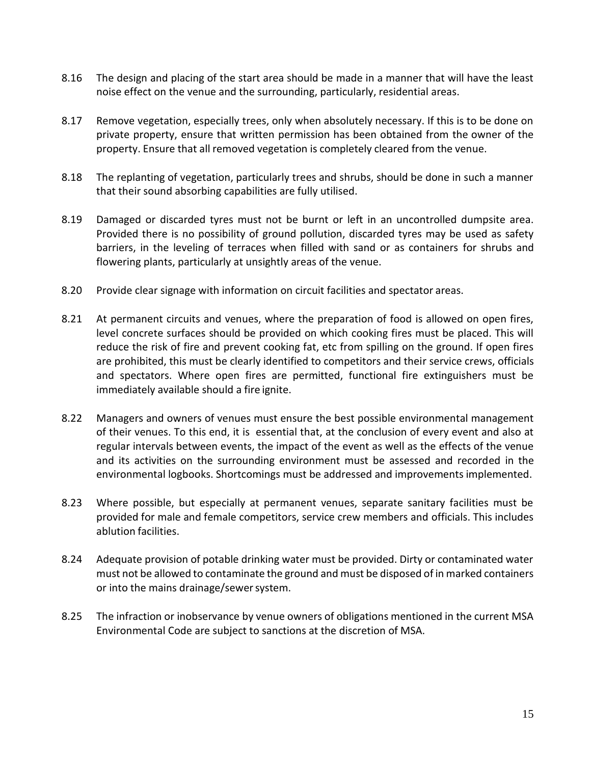8.16 The design and placing of the start area should be made in a manner that will have the least noise effect on the venue and the surrounding, particularly, residential areas.

8.17 Remove vegetation, especially trees, only when absolutely necessary. If this is to be done on private property, ensure that written permission has been obtained from the owner of the property. Ensure that all removed vegetation is completely cleared from the venue.

8.18 The replanting of vegetation, particularly trees and shrubs, should be done in such a manner that their sound absorbing capabilities are fully utilised.

8.19 Damaged or discarded tyres must not be burnt or left in an uncontrolled dumpsite area. Provided there is no possibility of ground pollution, discarded tyres may be used as safety barriers, in the leveling of terraces when filled with sand or as containers for shrubs and flowering plants, particularly at unsightly areas of the venue.

8.20 Provide clear signage with information on circuit facilities and spectator areas.

8.21 At permanent circuits and venues, where the preparation of food is allowed on open fires, level concrete surfaces should be provided on which cooking fires must be placed. This will reduce the risk of fire and prevent cooking fat, etc from spilling on the ground. If open fires are prohibited, this must be clearly identified to competitors and their service crews, officials and spectators. Where open fires are permitted, functional fire extinguishers must be immediately available should a fire ignite.

8.22 Managers and owners of venues must ensure the best possible environmental management of their venues. To this end, it is essential that, at the conclusion of every event and also at regular intervals between events, the impact of the event as well as the effects of the venue and its activities on the surrounding environment must be assessed and recorded in the environmental logbooks. Shortcomings must be addressed and improvements implemented.

8.23 Where possible, but especially at permanent venues, separate sanitary facilities must be provided for male and female competitors, service crew members and officials. This includes ablution facilities.

8.24 Adequate provision of potable drinking water must be provided. Dirty or contaminated water must not be allowed to contaminate the ground and must be disposed of in marked containers or into the mains drainage/sewer system.

8.25 The infraction or inobservance by venue owners of obligations mentioned in the current MSA Environmental Code are subject to sanctions at the discretion of MSA.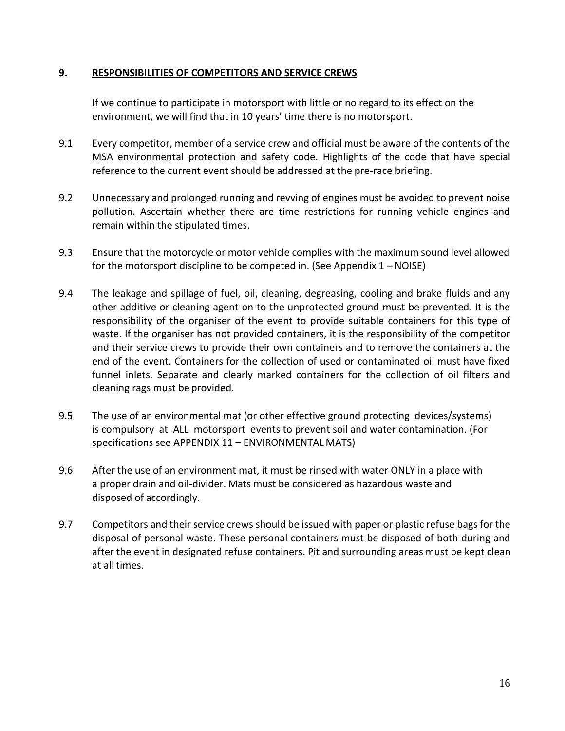## 9. **RESPONSIBILITIES OF COMPETITORS AND SERVICE CREWS**

If we continue to participate in motorsport with little or no regard to its effect on the environment, we will find that in 10 years' time there is no motorsport.

9.1 Every competitor, member of a service crew and official must be aware of the contents of the MSA environmental protection and safety code. Highlights of the code that have special reference to the current event should be addressed at the pre-race briefing.

9.2 Unnecessary and prolonged running and revving of engines must be avoided to prevent noise pollution. Ascertain whether there are time restrictions for running vehicle engines and remain within the stipulated times.

9.3 Ensure that the motorcycle or motor vehicle complies with the maximum sound level allowed for the motorsport discipline to be competed in. (See Appendix 1 – NOISE)

9.4 The leakage and spillage of fuel, oil, cleaning, degreasing, cooling and brake fluids and any other additive or cleaning agent on to the unprotected ground must be prevented. It is the responsibility of the organiser of the event to provide suitable containers for this type of waste. If the organiser has not provided containers, it is the responsibility of the competitor and their service crews to provide their own containers and to remove the containers at the end of the event. Containers for the collection of used or contaminated oil must have fixed funnel inlets. Separate and clearly marked containers for the collection of oil filters and cleaning rags must be provided.

9.5 The use of an environmental mat (or other effective ground protecting devices/systems) is compulsory at ALL motorsport events to prevent soil and water contamination. (For specifications see APPENDIX 11 – ENVIRONMENTAL MATS)

9.6 After the use of an environment mat, it must be rinsed with water ONLY in a place with a proper drain and oil-divider. Mats must be considered as hazardous waste and disposed of accordingly.

9.7 Competitors and their service crews should be issued with paper or plastic refuse bags for the disposal of personal waste. These personal containers must be disposed of both during and after the event in designated refuse containers. Pit and surrounding areas must be kept clean at all times.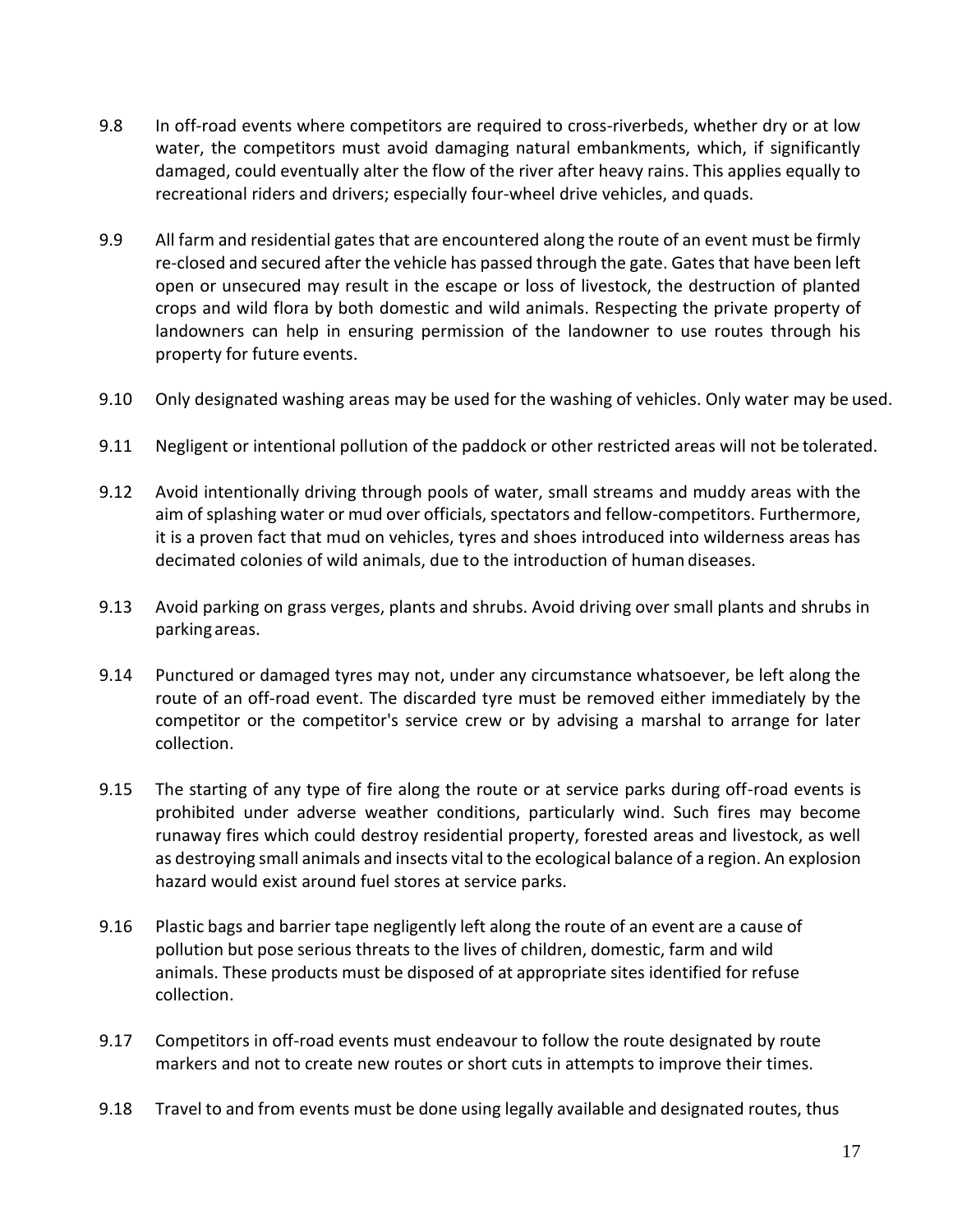9.8 In off-road events where competitors are required to cross-riverbeds, whether dry or at low water, the competitors must avoid damaging natural embankments, which, if significantly damaged, could eventually alter the flow of the river after heavy rains. This applies equally to recreational riders and drivers; especially four-wheel drive vehicles, and quads.

9.9 All farm and residential gates that are encountered along the route of an event must be firmly re-closed and secured after the vehicle has passed through the gate. Gates that have been left open or unsecured may result in the escape or loss of livestock, the destruction of planted crops and wild flora by both domestic and wild animals. Respecting the private property of landowners can help in ensuring permission of the landowner to use routes through his property for future events.

9.10 Only designated washing areas may be used for the washing of vehicles. Only water may be used.

9.11 Negligent or intentional pollution of the paddock or other restricted areas will not be tolerated.

9.12 Avoid intentionally driving through pools of water, small streams and muddy areas with the aim of splashing water or mud over officials, spectators and fellow-competitors. Furthermore, it is a proven fact that mud on vehicles, tyres and shoes introduced into wilderness areas has decimated colonies of wild animals, due to the introduction of human diseases.

9.13 Avoid parking on grass verges, plants and shrubs. Avoid driving over small plants and shrubs in parking areas.

9.14 Punctured or damaged tyres may not, under any circumstance whatsoever, be left along the route of an off-road event. The discarded tyre must be removed either immediately by the competitor or the competitor's service crew or by advising a marshal to arrange for later collection.

9.15 The starting of any type of fire along the route or at service parks during off-road events is prohibited under adverse weather conditions, particularly wind. Such fires may become runaway fires which could destroy residential property, forested areas and livestock, as well as destroying small animals and insects vital to the ecological balance of a region. An explosion hazard would exist around fuel stores at service parks.

9.16 Plastic bags and barrier tape negligently left along the route of an event are a cause of pollution but pose serious threats to the lives of children, domestic, farm and wild animals. These products must be disposed of at appropriate sites identified for refuse collection.

9.17 Competitors in off-road events must endeavour to follow the route designated by route markers and not to create new routes or short cuts in attempts to improve their times.

9.18 Travel to and from events must be done using legally available and designated routes, thus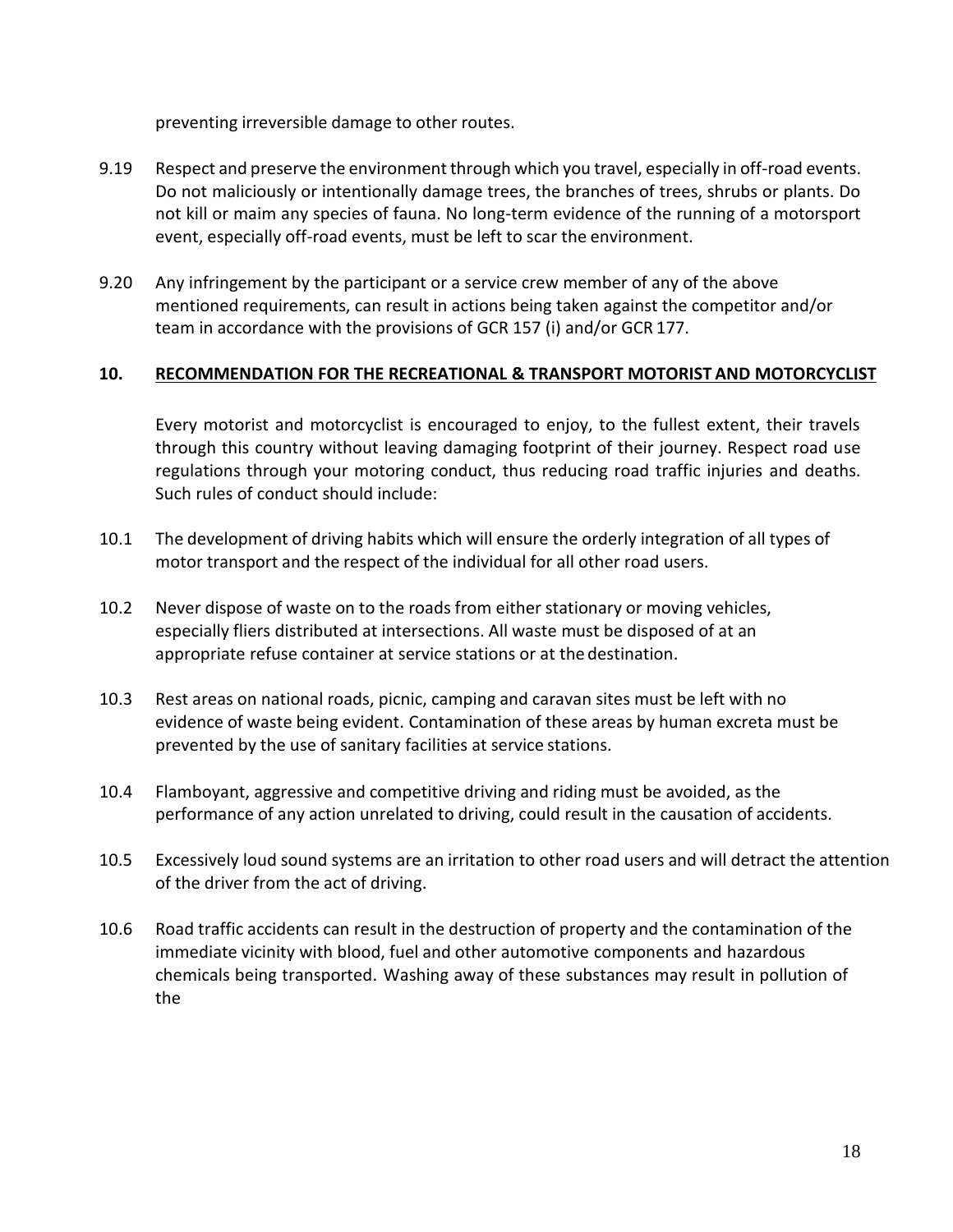preventing irreversible damage to other routes.

9.19 Respect and preserve the environment through which you travel, especially in off-road events. Do not maliciously or intentionally damage trees, the branches of trees, shrubs or plants. Do not kill or maim any species of fauna. No long-term evidence of the running of a motorsport event, especially off-road events, must be left to scar the environment.

9.20 Any infringement by the participant or a service crew member of any of the above mentioned requirements, can result in actions being taken against the competitor and/or team in accordance with the provisions of GCR 157 (i) and/or GCR 177.

## 10. RECOMMENDATION FOR THE RECREATIONAL & TRANSPORT MOTORIST AND MOTORCYCLIST

Every motorist and motorcyclist is encouraged to enjoy, to the fullest extent, their travels through this country without leaving damaging footprint of their journey. Respect road use regulations through your motoring conduct, thus reducing road traffic injuries and deaths. Such rules of conduct should include:

10.1 The development of driving habits which will ensure the orderly integration of all types of motor transport and the respect of the individual for all other road users.

10.2 Never dispose of waste on to the roads from either stationary or moving vehicles, especially fliers distributed at intersections. All waste must be disposed of at an appropriate refuse container at service stations or at the destination.

10.3 Rest areas on national roads, picnic, camping and caravan sites must be left with no evidence of waste being evident. Contamination of these areas by human excreta must be prevented by the use of sanitary facilities at service stations.

10.4 Flamboyant, aggressive and competitive driving and riding must be avoided, as the performance of any action unrelated to driving, could result in the causation of accidents.

10.5 Excessively loud sound systems are an irritation to other road users and will detract the attention of the driver from the act of driving.

10.6 Road traffic accidents can result in the destruction of property and the contamination of the immediate vicinity with blood, fuel and other automotive components and hazardous chemicals being transported. Washing away of these substances may result in pollution of the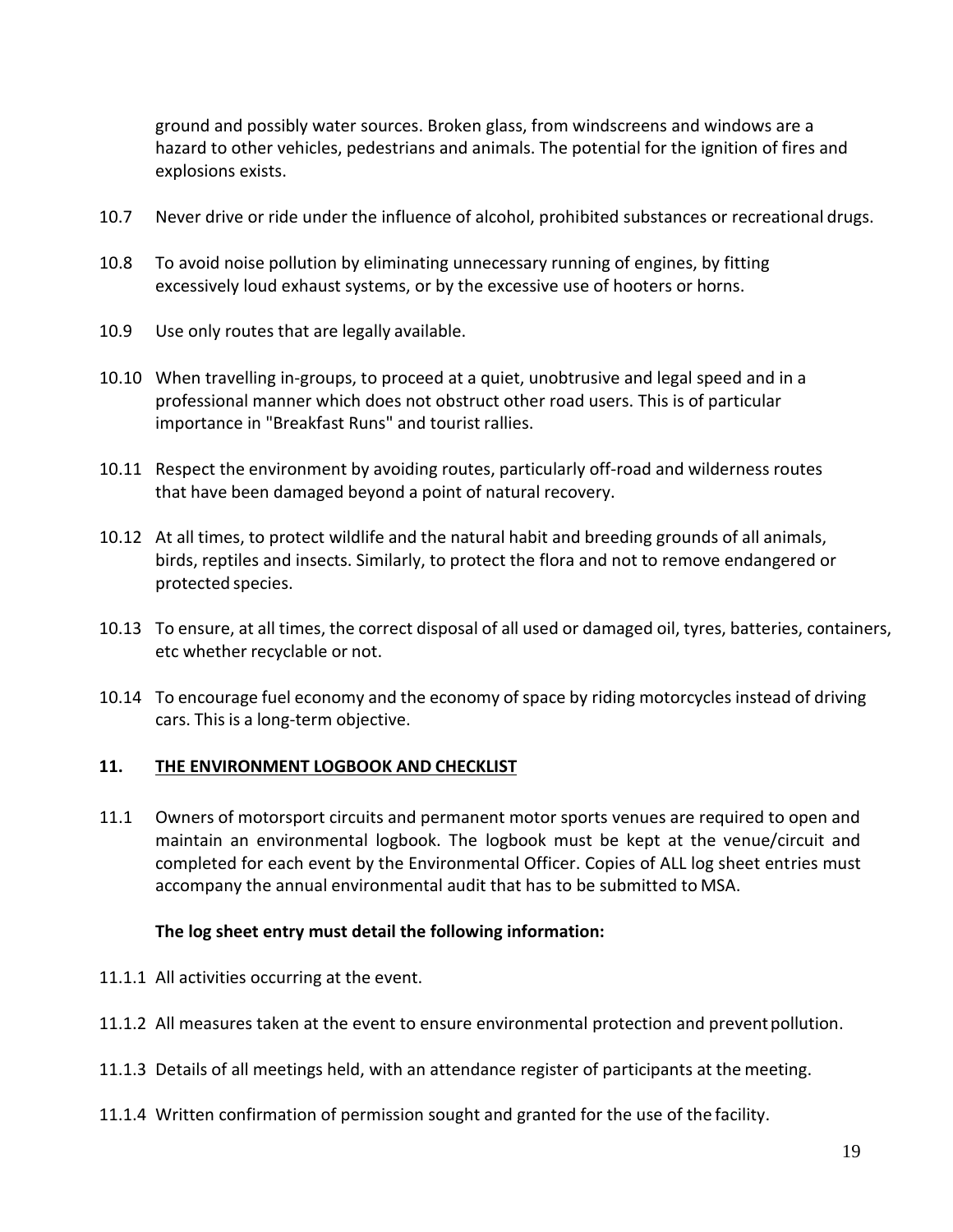ground and possibly water sources. Broken glass, from windscreens and windows are a hazard to other vehicles, pedestrians and animals. The potential for the ignition of fires and explosions exists.

10.7 Never drive or ride under the influence of alcohol, prohibited substances or recreational drugs.

10.8 To avoid noise pollution by eliminating unnecessary running of engines, by fitting excessively loud exhaust systems, or by the excessive use of hooters or horns.

10.9 Use only routes that are legally available.

10.10 When travelling in-groups, to proceed at a quiet, unobtrusive and legal speed and in a professional manner which does not obstruct other road users. This is of particular importance in "Breakfast Runs" and tourist rallies.

10.11 Respect the environment by avoiding routes, particularly off-road and wilderness routes that have been damaged beyond a point of natural recovery.

10.12 At all times, to protect wildlife and the natural habit and breeding grounds of all animals, birds, reptiles and insects. Similarly, to protect the flora and not to remove endangered or protected species.

10.13 To ensure, at all times, the correct disposal of all used or damaged oil, tyres, batteries, containers, etc whether recyclable or not.

10.14 To encourage fuel economy and the economy of space by riding motorcycles instead of driving cars. This is a long-term objective.

## 11. THE ENVIRONMENT LOGBOOK AND CHECKLIST

11.1 Owners of motorsport circuits and permanent motor sports venues are required to open and maintain an environmental logbook. The logbook must be kept at the venue/circuit and completed for each event by the Environmental Officer. Copies of ALL log sheet entries must accompany the annual environmental audit that has to be submitted to MSA.

**The log sheet entry must detail the following information:**

11.1.1 All activities occurring at the event.

11.1.2 All measures taken at the event to ensure environmental protection and prevent pollution.

11.1.3 Details of all meetings held, with an attendance register of participants at the meeting.

11.1.4 Written confirmation of permission sought and granted for the use of the facility.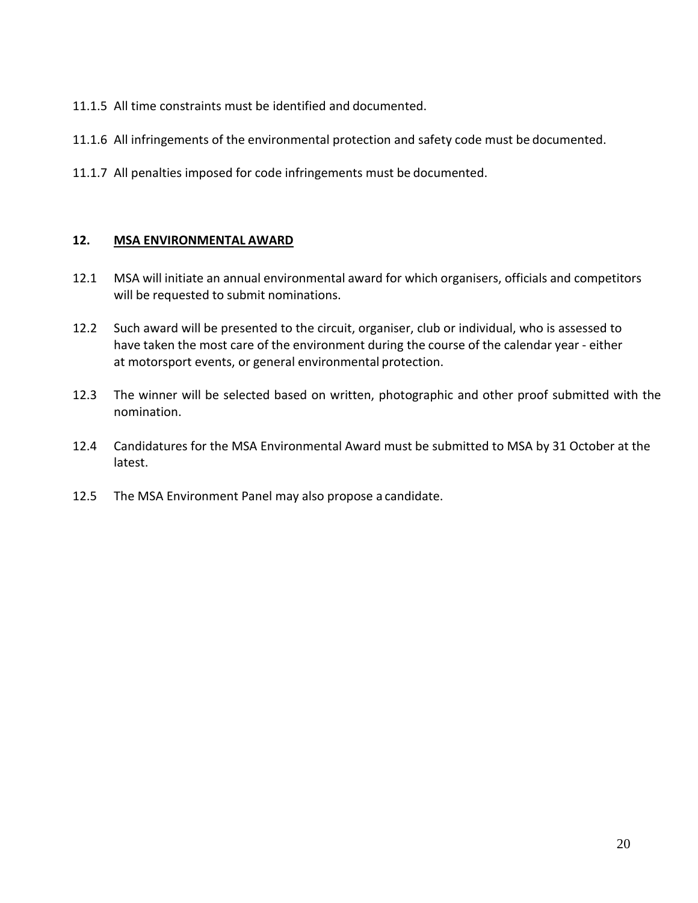11.1.5 All time constraints must be identified and documented.

11.1.6 All infringements of the environmental protection and safety code must be documented.

11.1.7 All penalties imposed for code infringements must be documented.

## 12. MSA ENVIRONMENTAL AWARD

12.1 MSA will initiate an annual environmental award for which organisers, officials and competitors will be requested to submit nominations.

12.2 Such award will be presented to the circuit, organiser, club or individual, who is assessed to have taken the most care of the environment during the course of the calendar year - either at motorsport events, or general environmental protection.

12.3 The winner will be selected based on written, photographic and other proof submitted with the nomination.

12.4 Candidatures for the MSA Environmental Award must be submitted to MSA by 31 October at the latest.

12.5 The MSA Environment Panel may also propose a candidate.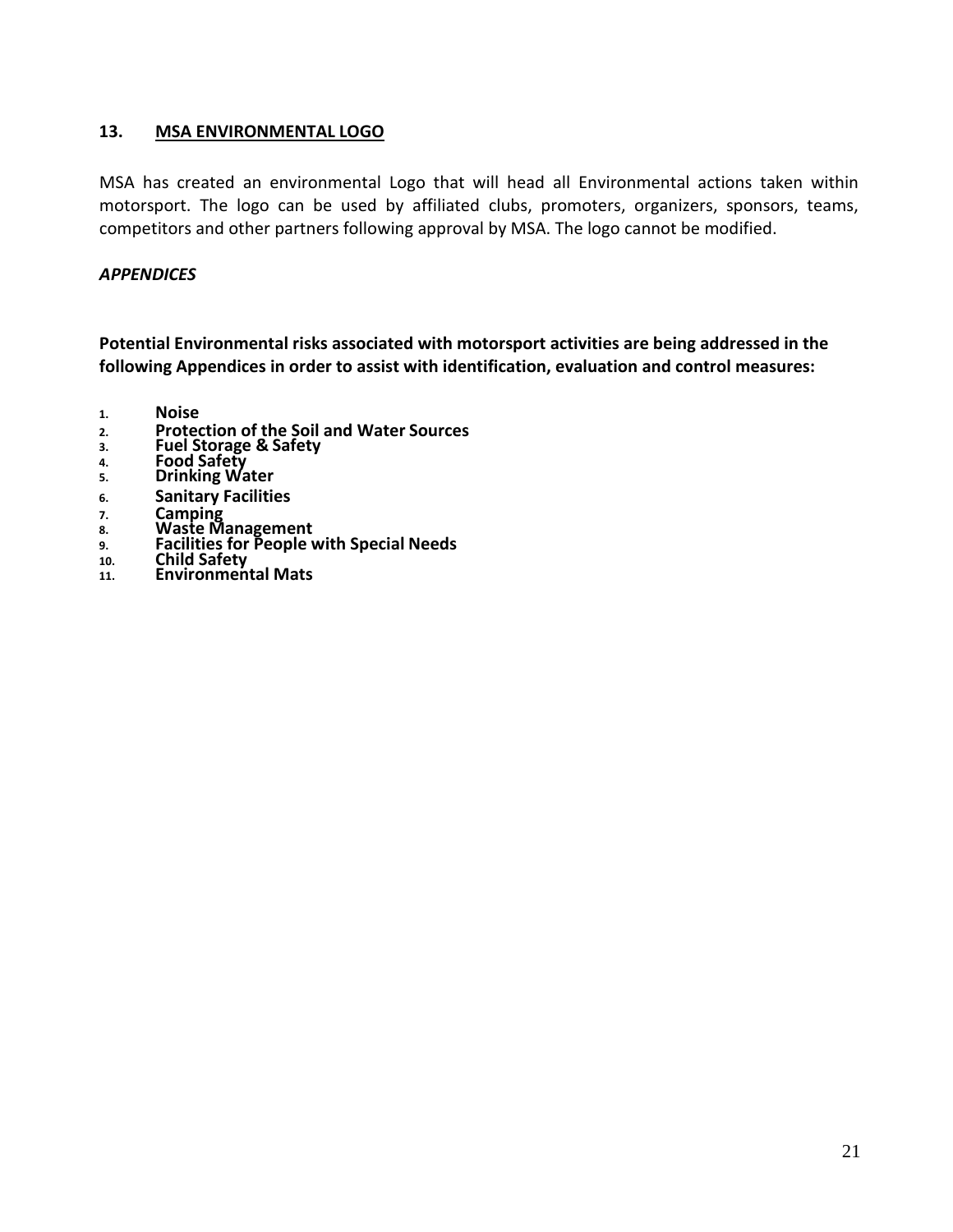## 13. MSA ENVIRONMENTAL LOGO

MSA has created an environmental Logo that will head all Environmental actions taken within motorsport. The logo can be used by affiliated clubs, promoters, organizers, sponsors, teams, competitors and other partners following approval by MSA. The logo cannot be modified.

### *APPENDICES*

**Potential Environmental risks associated with motorsport activities are being addressed in the following Appendices in order to assist with identification, evaluation and control measures:**

1. **Noise**
2. **Protection of the Soil and Water Sources**
3. **Fuel Storage & Safety**
4. **Food Safety**
5. **Drinking Water**
6. **Sanitary Facilities**
7. **Camping**
8. **Waste Management**
9. **Facilities for People with Special Needs**
10. **Child Safety**
11. **Environmental Mats**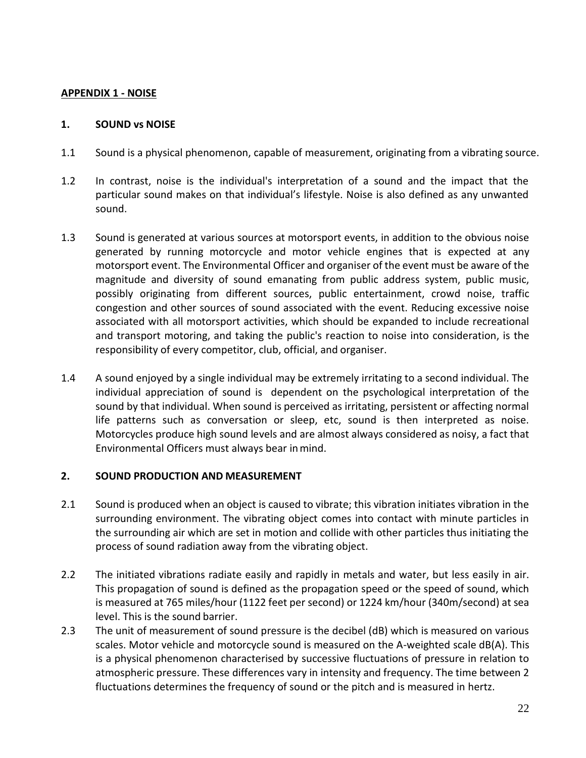**APPENDIX 1 - NOISE**

**1. SOUND vs NOISE**

1.1 Sound is a physical phenomenon, capable of measurement, originating from a vibrating source.

1.2 In contrast, noise is the individual's interpretation of a sound and the impact that the particular sound makes on that individual's lifestyle. Noise is also defined as any unwanted sound.

1.3 Sound is generated at various sources at motorsport events, in addition to the obvious noise generated by running motorcycle and motor vehicle engines that is expected at any motorsport event. The Environmental Officer and organiser of the event must be aware of the magnitude and diversity of sound emanating from public address system, public music, possibly originating from different sources, public entertainment, crowd noise, traffic congestion and other sources of sound associated with the event. Reducing excessive noise associated with all motorsport activities, which should be expanded to include recreational and transport motoring, and taking the public's reaction to noise into consideration, is the responsibility of every competitor, club, official, and organiser.

1.4 A sound enjoyed by a single individual may be extremely irritating to a second individual. The individual appreciation of sound is dependent on the psychological interpretation of the sound by that individual. When sound is perceived as irritating, persistent or affecting normal life patterns such as conversation or sleep, etc, sound is then interpreted as noise. Motorcycles produce high sound levels and are almost always considered as noisy, a fact that Environmental Officers must always bear in mind.

**2. SOUND PRODUCTION AND MEASUREMENT**

2.1 Sound is produced when an object is caused to vibrate; this vibration initiates vibration in the surrounding environment. The vibrating object comes into contact with minute particles in the surrounding air which are set in motion and collide with other particles thus initiating the process of sound radiation away from the vibrating object.

2.2 The initiated vibrations radiate easily and rapidly in metals and water, but less easily in air. This propagation of sound is defined as the propagation speed or the speed of sound, which is measured at 765 miles/hour (1122 feet per second) or 1224 km/hour (340m/second) at sea level. This is the sound barrier.

2.3 The unit of measurement of sound pressure is the decibel (dB) which is measured on various scales. Motor vehicle and motorcycle sound is measured on the A-weighted scale dB(A). This is a physical phenomenon characterised by successive fluctuations of pressure in relation to atmospheric pressure. These differences vary in intensity and frequency. The time between 2 fluctuations determines the frequency of sound or the pitch and is measured in hertz.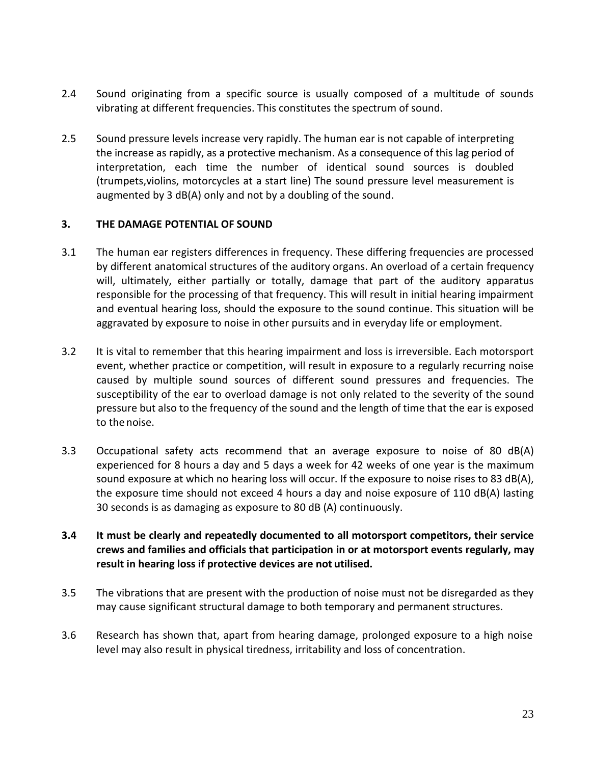2.4 Sound originating from a specific source is usually composed of a multitude of sounds vibrating at different frequencies. This constitutes the spectrum of sound.

2.5 Sound pressure levels increase very rapidly. The human ear is not capable of interpreting the increase as rapidly, as a protective mechanism. As a consequence of this lag period of interpretation, each time the number of identical sound sources is doubled (trumpets,violins, motorcycles at a start line) The sound pressure level measurement is augmented by 3 dB(A) only and not by a doubling of the sound.

### 3. THE DAMAGE POTENTIAL OF SOUND

3.1 The human ear registers differences in frequency. These differing frequencies are processed by different anatomical structures of the auditory organs. An overload of a certain frequency will, ultimately, either partially or totally, damage that part of the auditory apparatus responsible for the processing of that frequency. This will result in initial hearing impairment and eventual hearing loss, should the exposure to the sound continue. This situation will be aggravated by exposure to noise in other pursuits and in everyday life or employment.

3.2 It is vital to remember that this hearing impairment and loss is irreversible. Each motorsport event, whether practice or competition, will result in exposure to a regularly recurring noise caused by multiple sound sources of different sound pressures and frequencies. The susceptibility of the ear to overload damage is not only related to the severity of the sound pressure but also to the frequency of the sound and the length of time that the ear is exposed to the noise.

3.3 Occupational safety acts recommend that an average exposure to noise of 80 dB(A) experienced for 8 hours a day and 5 days a week for 42 weeks of one year is the maximum sound exposure at which no hearing loss will occur. If the exposure to noise rises to 83 dB(A), the exposure time should not exceed 4 hours a day and noise exposure of 110 dB(A) lasting 30 seconds is as damaging as exposure to 80 dB (A) continuously.

**3.4 It must be clearly and repeatedly documented to all motorsport competitors, their service crews and families and officials that participation in or at motorsport events regularly, may result in hearing loss if protective devices are not utilised.**

3.5 The vibrations that are present with the production of noise must not be disregarded as they may cause significant structural damage to both temporary and permanent structures.

3.6 Research has shown that, apart from hearing damage, prolonged exposure to a high noise level may also result in physical tiredness, irritability and loss of concentration.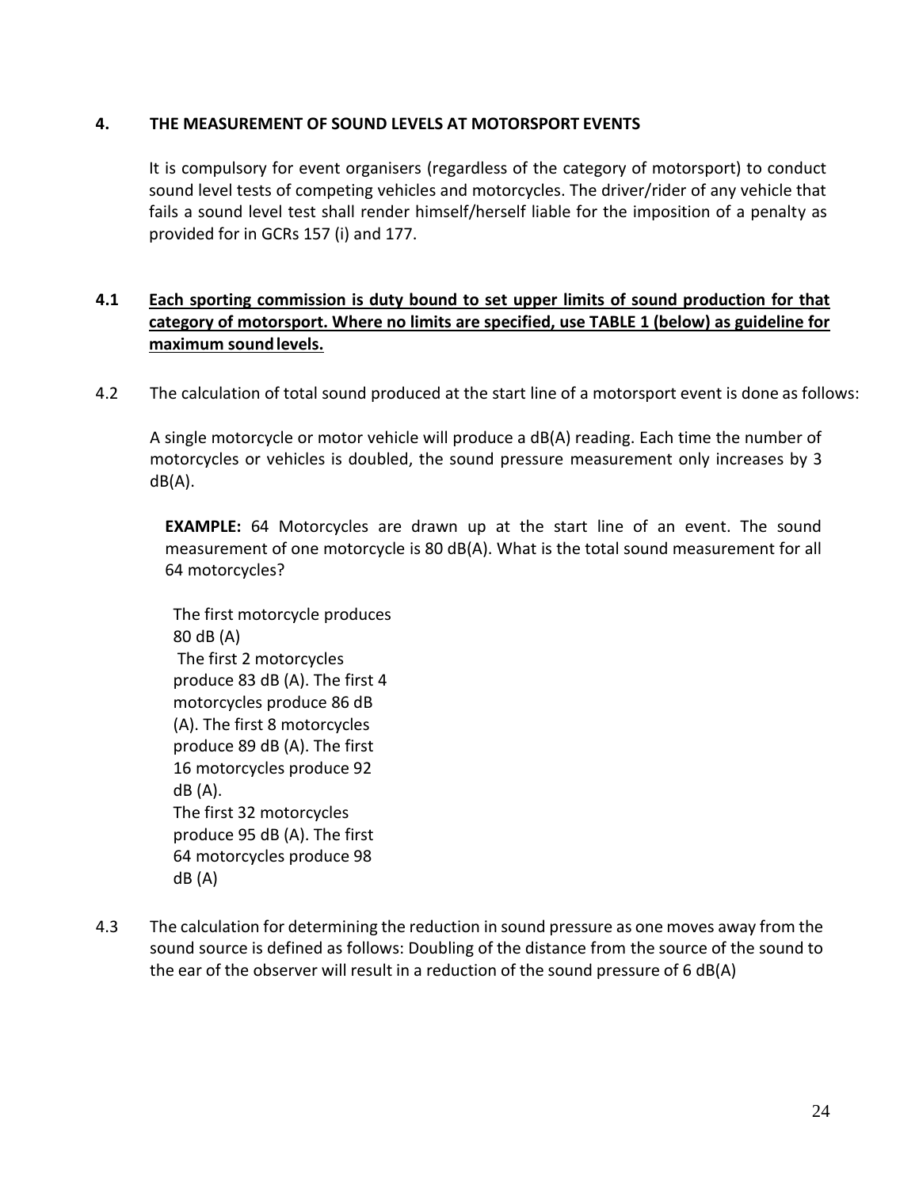## 4. THE MEASUREMENT OF SOUND LEVELS AT MOTORSPORT EVENTS

It is compulsory for event organisers (regardless of the category of motorsport) to conduct sound level tests of competing vehicles and motorcycles. The driver/rider of any vehicle that fails a sound level test shall render himself/herself liable for the imposition of a penalty as provided for in GCRs 157 (i) and 177.

**4.1 Each sporting commission is duty bound to set upper limits of sound production for that category of motorsport. Where no limits are specified, use TABLE 1 (below) as guideline for maximum sound levels.**

4.2 The calculation of total sound produced at the start line of a motorsport event is done as follows:

A single motorcycle or motor vehicle will produce a dB(A) reading. Each time the number of motorcycles or vehicles is doubled, the sound pressure measurement only increases by 3 dB(A).

**EXAMPLE:** 64 Motorcycles are drawn up at the start line of an event. The sound measurement of one motorcycle is 80 dB(A). What is the total sound measurement for all 64 motorcycles?

The first motorcycle produces 80 dB (A)
The first 2 motorcycles produce 83 dB (A). The first 4 motorcycles produce 86 dB (A). The first 8 motorcycles produce 89 dB (A). The first 16 motorcycles produce 92 dB (A).
The first 32 motorcycles produce 95 dB (A). The first 64 motorcycles produce 98 dB (A)

4.3 The calculation for determining the reduction in sound pressure as one moves away from the sound source is defined as follows: Doubling of the distance from the source of the sound to the ear of the observer will result in a reduction of the sound pressure of 6 dB(A)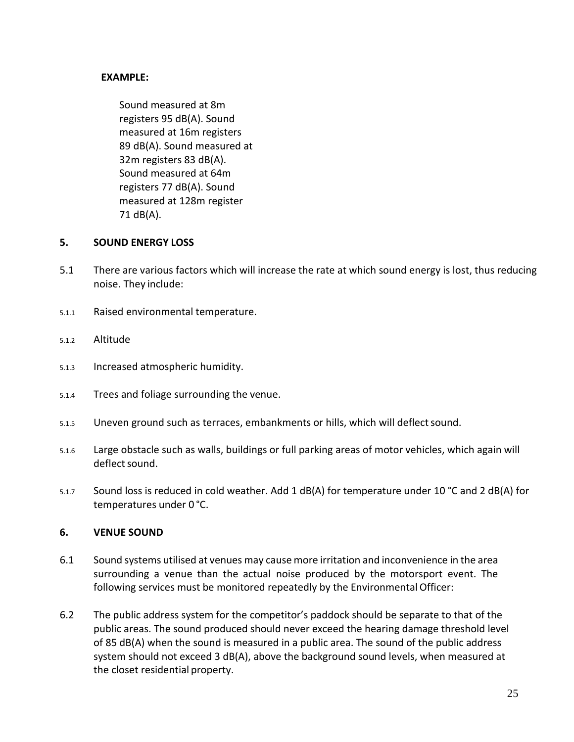**EXAMPLE:**

Sound measured at 8m registers 95 dB(A). Sound measured at 16m registers 89 dB(A). Sound measured at 32m registers 83 dB(A). Sound measured at 64m registers 77 dB(A). Sound measured at 128m register 71 dB(A).

## 5. SOUND ENERGY LOSS

5.1 There are various factors which will increase the rate at which sound energy is lost, thus reducing noise. They include:

5.1.1 Raised environmental temperature.

5.1.2 Altitude

5.1.3 Increased atmospheric humidity.

5.1.4 Trees and foliage surrounding the venue.

5.1.5 Uneven ground such as terraces, embankments or hills, which will deflect sound.

5.1.6 Large obstacle such as walls, buildings or full parking areas of motor vehicles, which again will deflect sound.

5.1.7 Sound loss is reduced in cold weather. Add 1 dB(A) for temperature under 10 °C and 2 dB(A) for temperatures under 0 °C.

## 6. VENUE SOUND

6.1 Sound systems utilised at venues may cause more irritation and inconvenience in the area surrounding a venue than the actual noise produced by the motorsport event. The following services must be monitored repeatedly by the Environmental Officer:

6.2 The public address system for the competitor's paddock should be separate to that of the public areas. The sound produced should never exceed the hearing damage threshold level of 85 dB(A) when the sound is measured in a public area. The sound of the public address system should not exceed 3 dB(A), above the background sound levels, when measured at the closet residential property.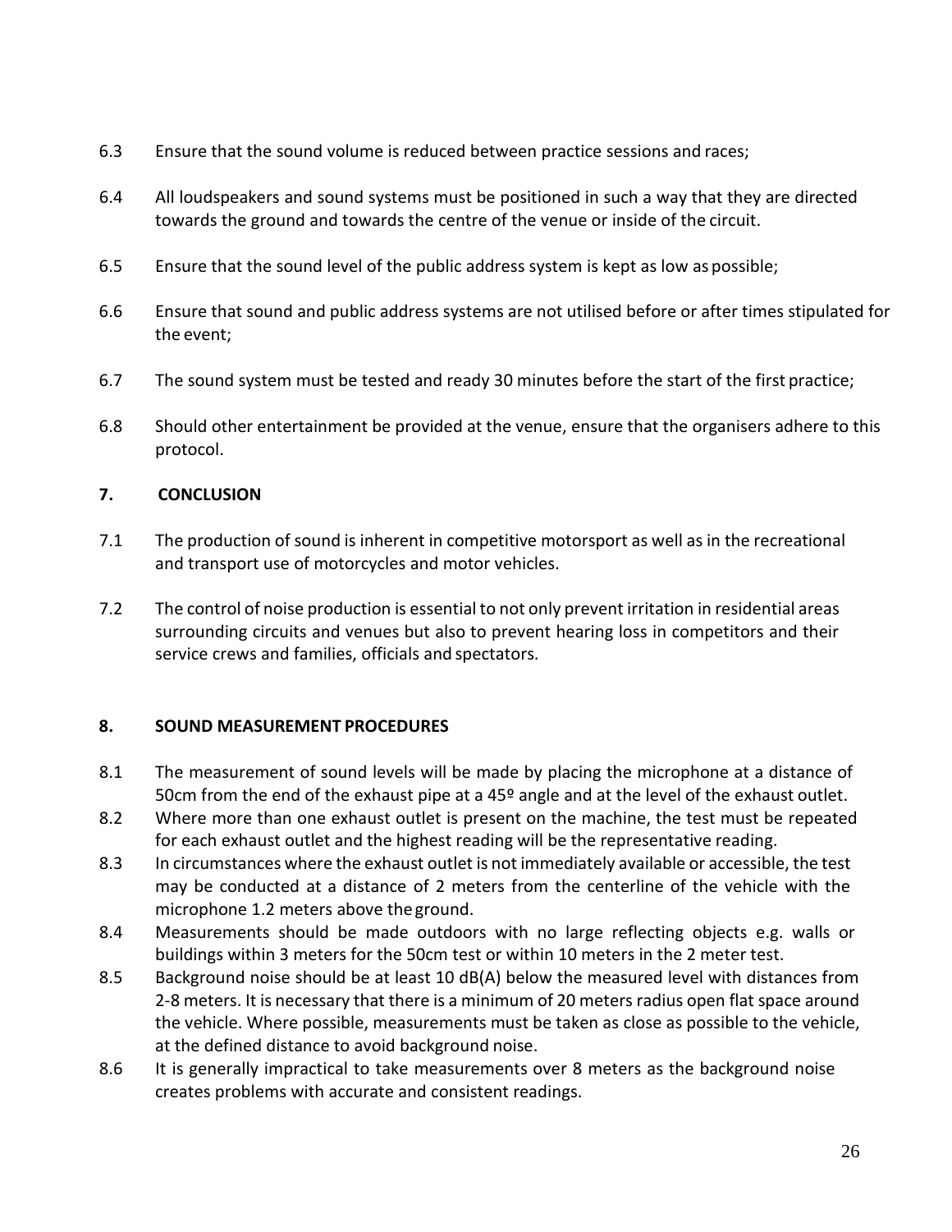6.3 Ensure that the sound volume is reduced between practice sessions and races;

6.4 All loudspeakers and sound systems must be positioned in such a way that they are directed towards the ground and towards the centre of the venue or inside of the circuit.

6.5 Ensure that the sound level of the public address system is kept as low as possible;

6.6 Ensure that sound and public address systems are not utilised before or after times stipulated for the event;

6.7 The sound system must be tested and ready 30 minutes before the start of the first practice;

6.8 Should other entertainment be provided at the venue, ensure that the organisers adhere to this protocol.

## 7. CONCLUSION

7.1 The production of sound is inherent in competitive motorsport as well as in the recreational and transport use of motorcycles and motor vehicles.

7.2 The control of noise production is essential to not only prevent irritation in residential areas surrounding circuits and venues but also to prevent hearing loss in competitors and their service crews and families, officials and spectators.

## 8. SOUND MEASUREMENT PROCEDURES

8.1 The measurement of sound levels will be made by placing the microphone at a distance of 50cm from the end of the exhaust pipe at a 45º angle and at the level of the exhaust outlet.

8.2 Where more than one exhaust outlet is present on the machine, the test must be repeated for each exhaust outlet and the highest reading will be the representative reading.

8.3 In circumstances where the exhaust outlet is not immediately available or accessible, the test may be conducted at a distance of 2 meters from the centerline of the vehicle with the microphone 1.2 meters above the ground.

8.4 Measurements should be made outdoors with no large reflecting objects e.g. walls or buildings within 3 meters for the 50cm test or within 10 meters in the 2 meter test.

8.5 Background noise should be at least 10 dB(A) below the measured level with distances from 2-8 meters. It is necessary that there is a minimum of 20 meters radius open flat space around the vehicle. Where possible, measurements must be taken as close as possible to the vehicle, at the defined distance to avoid background noise.

8.6 It is generally impractical to take measurements over 8 meters as the background noise creates problems with accurate and consistent readings.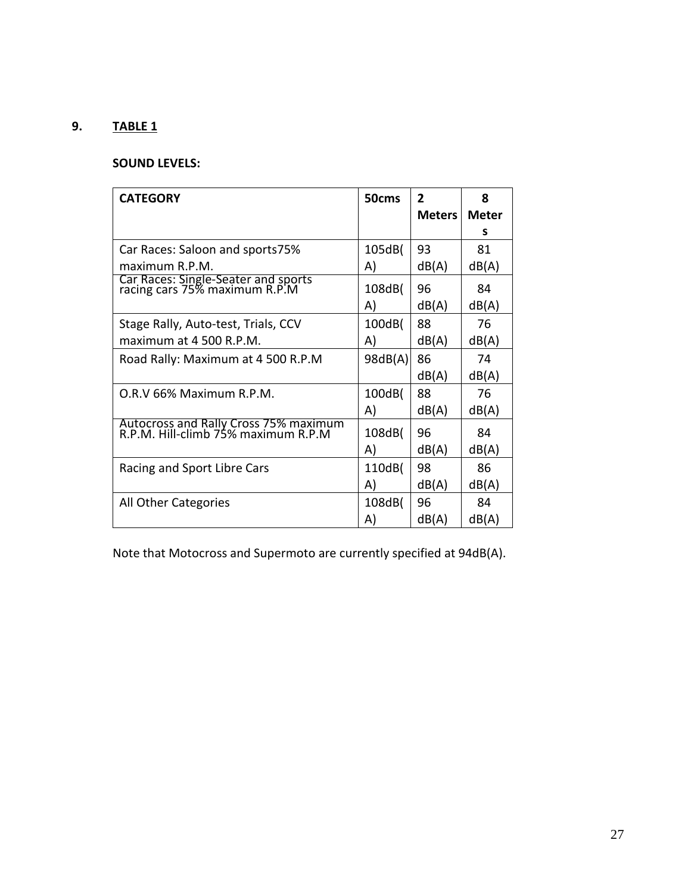## 9. TABLE 1

**SOUND LEVELS:**

| CATEGORY | 50cms | 2 Meters | 8 Meters |
|---|---|---|---|
| Car Races: Saloon and sports75% maximum R.P.M. | 105dB(A) | 93 dB(A) | 81 dB(A) |
| Car Races: Single-Seater and sports racing cars 75% maximum R.P.M | 108dB(A) | 96 dB(A) | 84 dB(A) |
| Stage Rally, Auto-test, Trials, CCV maximum at 4 500 R.P.M. | 100dB(A) | 88 dB(A) | 76 dB(A) |
| Road Rally: Maximum at 4 500 R.P.M | 98dB(A) | 86 dB(A) | 74 dB(A) |
| O.R.V 66% Maximum R.P.M. | 100dB(A) | 88 dB(A) | 76 dB(A) |
| Autocross and Rally Cross 75% maximum R.P.M. Hill-climb 75% maximum R.P.M | 108dB(A) | 96 dB(A) | 84 dB(A) |
| Racing and Sport Libre Cars | 110dB(A) | 98 dB(A) | 86 dB(A) |
| All Other Categories | 108dB(A) | 96 dB(A) | 84 dB(A) |

Note that Motocross and Supermoto are currently specified at 94dB(A).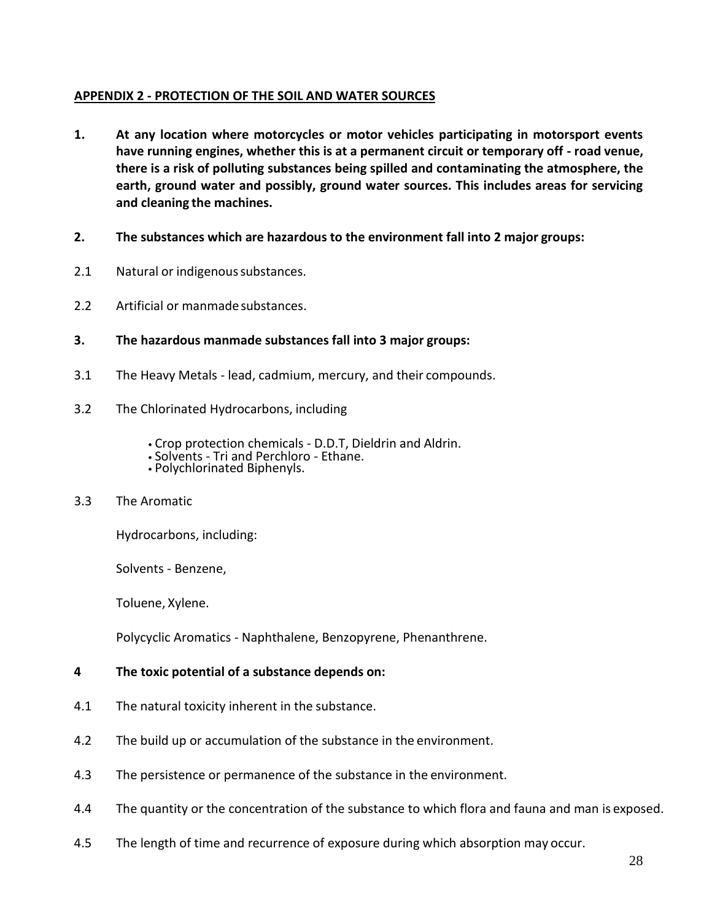## APPENDIX 2 - PROTECTION OF THE SOIL AND WATER SOURCES

**1. At any location where motorcycles or motor vehicles participating in motorsport events have running engines, whether this is at a permanent circuit or temporary off - road venue, there is a risk of polluting substances being spilled and contaminating the atmosphere, the earth, ground water and possibly, ground water sources. This includes areas for servicing and cleaning the machines.**

**2. The substances which are hazardous to the environment fall into 2 major groups:**

2.1 Natural or indigenous substances.

2.2 Artificial or manmade substances.

**3. The hazardous manmade substances fall into 3 major groups:**

3.1 The Heavy Metals - lead, cadmium, mercury, and their compounds.

3.2 The Chlorinated Hydrocarbons, including

- Crop protection chemicals - D.D.T, Dieldrin and Aldrin.
- Solvents - Tri and Perchloro - Ethane.
- Polychlorinated Biphenyls.

3.3 The Aromatic

Hydrocarbons, including:

Solvents - Benzene,

Toluene, Xylene.

Polycyclic Aromatics - Naphthalene, Benzopyrene, Phenanthrene.

**4 The toxic potential of a substance depends on:**

4.1 The natural toxicity inherent in the substance.

4.2 The build up or accumulation of the substance in the environment.

4.3 The persistence or permanence of the substance in the environment.

4.4 The quantity or the concentration of the substance to which flora and fauna and man is exposed.

4.5 The length of time and recurrence of exposure during which absorption may occur.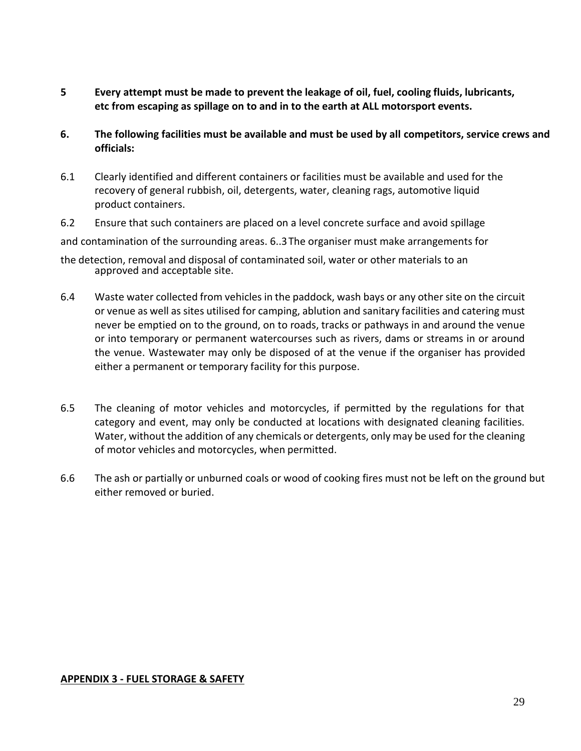**5 Every attempt must be made to prevent the leakage of oil, fuel, cooling fluids, lubricants, etc from escaping as spillage on to and in to the earth at ALL motorsport events.**

**6. The following facilities must be available and must be used by all competitors, service crews and officials:**

6.1 Clearly identified and different containers or facilities must be available and used for the recovery of general rubbish, oil, detergents, water, cleaning rags, automotive liquid product containers.

6.2 Ensure that such containers are placed on a level concrete surface and avoid spillage and contamination of the surrounding areas.

6..3 The organiser must make arrangements for the detection, removal and disposal of contaminated soil, water or other materials to an approved and acceptable site.

6.4 Waste water collected from vehicles in the paddock, wash bays or any other site on the circuit or venue as well as sites utilised for camping, ablution and sanitary facilities and catering must never be emptied on to the ground, on to roads, tracks or pathways in and around the venue or into temporary or permanent watercourses such as rivers, dams or streams in or around the venue. Wastewater may only be disposed of at the venue if the organiser has provided either a permanent or temporary facility for this purpose.

6.5 The cleaning of motor vehicles and motorcycles, if permitted by the regulations for that category and event, may only be conducted at locations with designated cleaning facilities. Water, without the addition of any chemicals or detergents, only may be used for the cleaning of motor vehicles and motorcycles, when permitted.

6.6 The ash or partially or unburned coals or wood of cooking fires must not be left on the ground but either removed or buried.

## APPENDIX 3 - FUEL STORAGE & SAFETY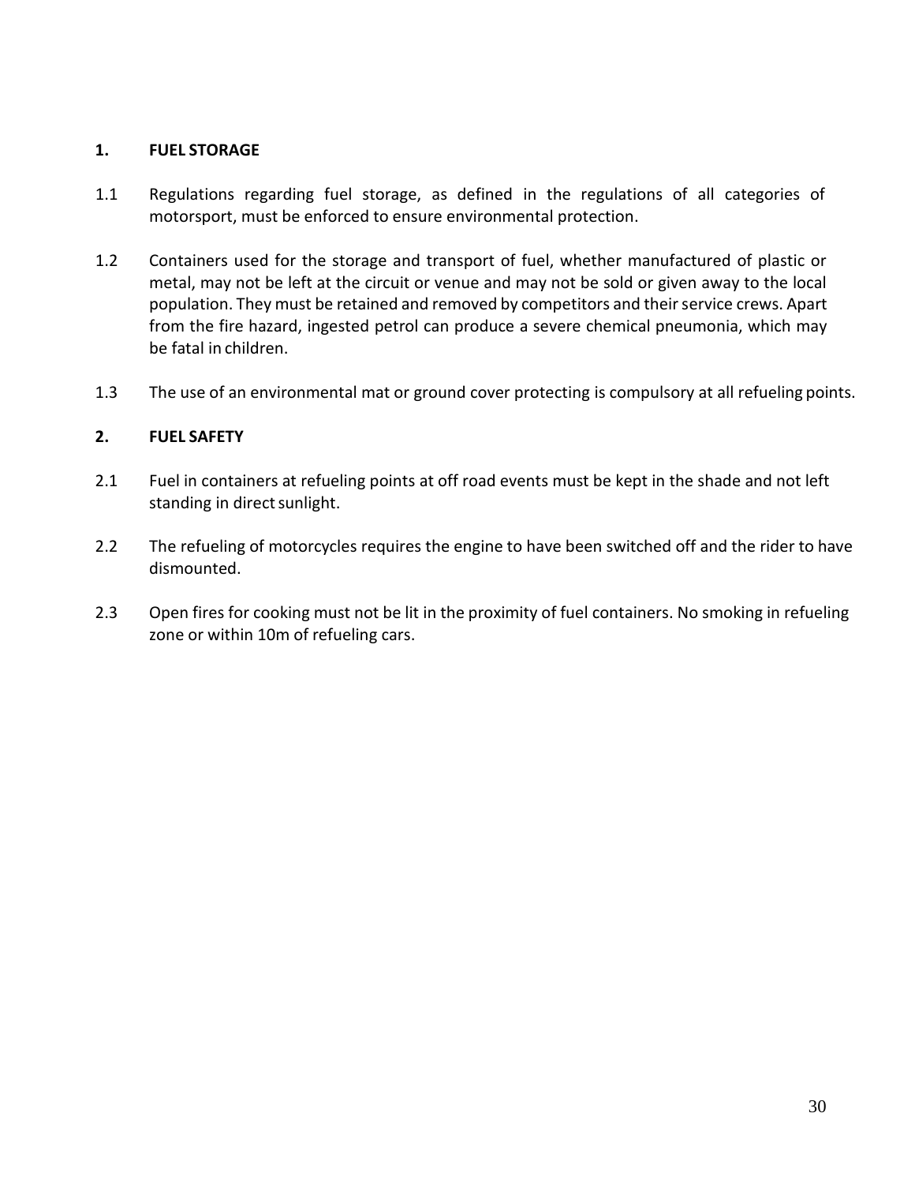## 1. FUEL STORAGE

1.1 Regulations regarding fuel storage, as defined in the regulations of all categories of motorsport, must be enforced to ensure environmental protection.

1.2 Containers used for the storage and transport of fuel, whether manufactured of plastic or metal, may not be left at the circuit or venue and may not be sold or given away to the local population. They must be retained and removed by competitors and their service crews. Apart from the fire hazard, ingested petrol can produce a severe chemical pneumonia, which may be fatal in children.

1.3 The use of an environmental mat or ground cover protecting is compulsory at all refueling points.

## 2. FUEL SAFETY

2.1 Fuel in containers at refueling points at off road events must be kept in the shade and not left standing in direct sunlight.

2.2 The refueling of motorcycles requires the engine to have been switched off and the rider to have dismounted.

2.3 Open fires for cooking must not be lit in the proximity of fuel containers. No smoking in refueling zone or within 10m of refueling cars.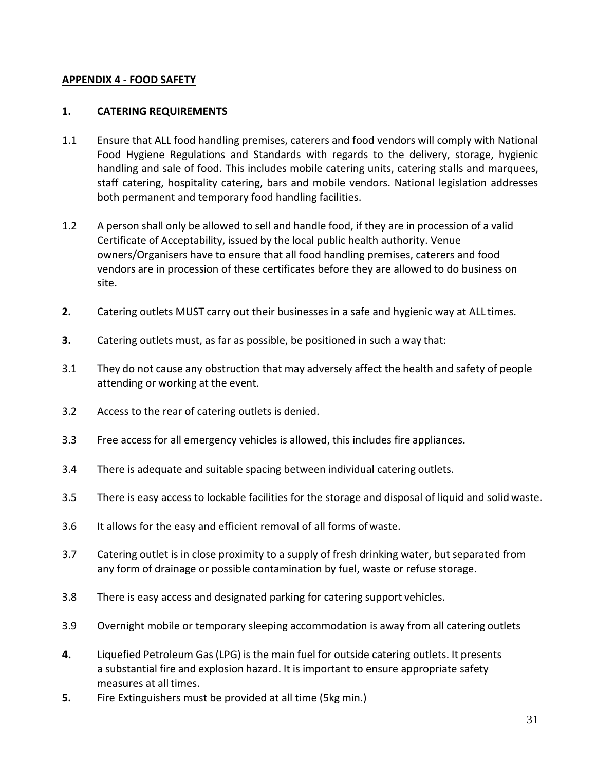## APPENDIX 4 - FOOD SAFETY

### 1. CATERING REQUIREMENTS

1.1 Ensure that ALL food handling premises, caterers and food vendors will comply with National Food Hygiene Regulations and Standards with regards to the delivery, storage, hygienic handling and sale of food. This includes mobile catering units, catering stalls and marquees, staff catering, hospitality catering, bars and mobile vendors. National legislation addresses both permanent and temporary food handling facilities.

1.2 A person shall only be allowed to sell and handle food, if they are in procession of a valid Certificate of Acceptability, issued by the local public health authority. Venue owners/Organisers have to ensure that all food handling premises, caterers and food vendors are in procession of these certificates before they are allowed to do business on site.

**2.** Catering outlets MUST carry out their businesses in a safe and hygienic way at ALL times.

**3.** Catering outlets must, as far as possible, be positioned in such a way that:

3.1 They do not cause any obstruction that may adversely affect the health and safety of people attending or working at the event.

3.2 Access to the rear of catering outlets is denied.

3.3 Free access for all emergency vehicles is allowed, this includes fire appliances.

3.4 There is adequate and suitable spacing between individual catering outlets.

3.5 There is easy access to lockable facilities for the storage and disposal of liquid and solid waste.

3.6 It allows for the easy and efficient removal of all forms of waste.

3.7 Catering outlet is in close proximity to a supply of fresh drinking water, but separated from any form of drainage or possible contamination by fuel, waste or refuse storage.

3.8 There is easy access and designated parking for catering support vehicles.

3.9 Overnight mobile or temporary sleeping accommodation is away from all catering outlets

**4.** Liquefied Petroleum Gas (LPG) is the main fuel for outside catering outlets. It presents a substantial fire and explosion hazard. It is important to ensure appropriate safety measures at all times.

**5.** Fire Extinguishers must be provided at all time (5kg min.)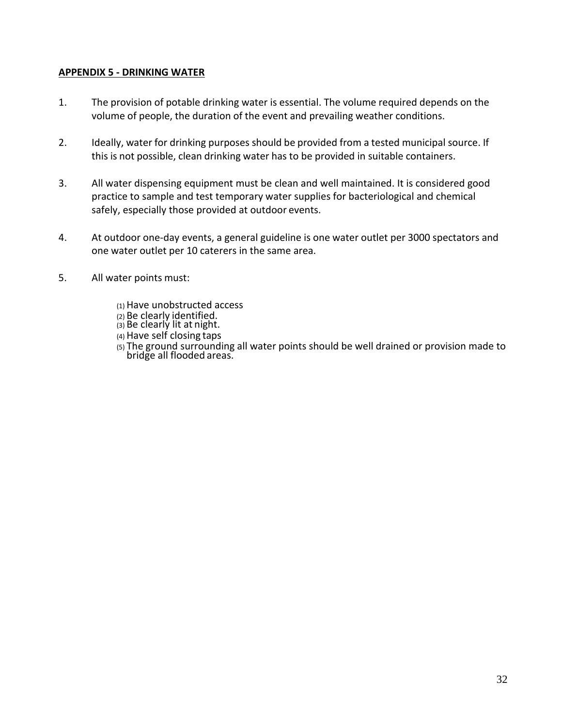**APPENDIX 5 - DRINKING WATER**

1. The provision of potable drinking water is essential. The volume required depends on the volume of people, the duration of the event and prevailing weather conditions.

2. Ideally, water for drinking purposes should be provided from a tested municipal source. If this is not possible, clean drinking water has to be provided in suitable containers.

3. All water dispensing equipment must be clean and well maintained. It is considered good practice to sample and test temporary water supplies for bacteriological and chemical safely, especially those provided at outdoor events.

4. At outdoor one-day events, a general guideline is one water outlet per 3000 spectators and one water outlet per 10 caterers in the same area.

5. All water points must:

   (1) Have unobstructed access
   (2) Be clearly identified.
   (3) Be clearly lit at night.
   (4) Have self closing taps
   (5) The ground surrounding all water points should be well drained or provision made to bridge all flooded areas.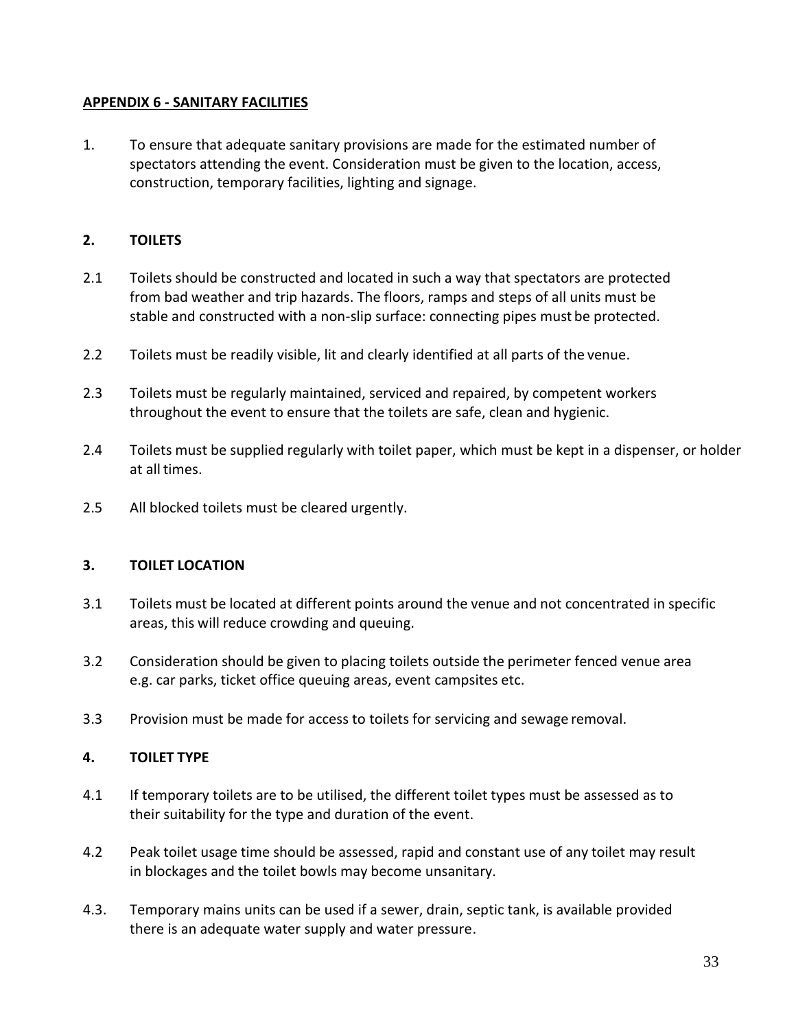## APPENDIX 6 - SANITARY FACILITIES

1. To ensure that adequate sanitary provisions are made for the estimated number of spectators attending the event. Consideration must be given to the location, access, construction, temporary facilities, lighting and signage.

### 2. TOILETS

2.1 Toilets should be constructed and located in such a way that spectators are protected from bad weather and trip hazards. The floors, ramps and steps of all units must be stable and constructed with a non-slip surface: connecting pipes must be protected.

2.2 Toilets must be readily visible, lit and clearly identified at all parts of the venue.

2.3 Toilets must be regularly maintained, serviced and repaired, by competent workers throughout the event to ensure that the toilets are safe, clean and hygienic.

2.4 Toilets must be supplied regularly with toilet paper, which must be kept in a dispenser, or holder at all times.

2.5 All blocked toilets must be cleared urgently.

### 3. TOILET LOCATION

3.1 Toilets must be located at different points around the venue and not concentrated in specific areas, this will reduce crowding and queuing.

3.2 Consideration should be given to placing toilets outside the perimeter fenced venue area e.g. car parks, ticket office queuing areas, event campsites etc.

3.3 Provision must be made for access to toilets for servicing and sewage removal.

### 4. TOILET TYPE

4.1 If temporary toilets are to be utilised, the different toilet types must be assessed as to their suitability for the type and duration of the event.

4.2 Peak toilet usage time should be assessed, rapid and constant use of any toilet may result in blockages and the toilet bowls may become unsanitary.

4.3. Temporary mains units can be used if a sewer, drain, septic tank, is available provided there is an adequate water supply and water pressure.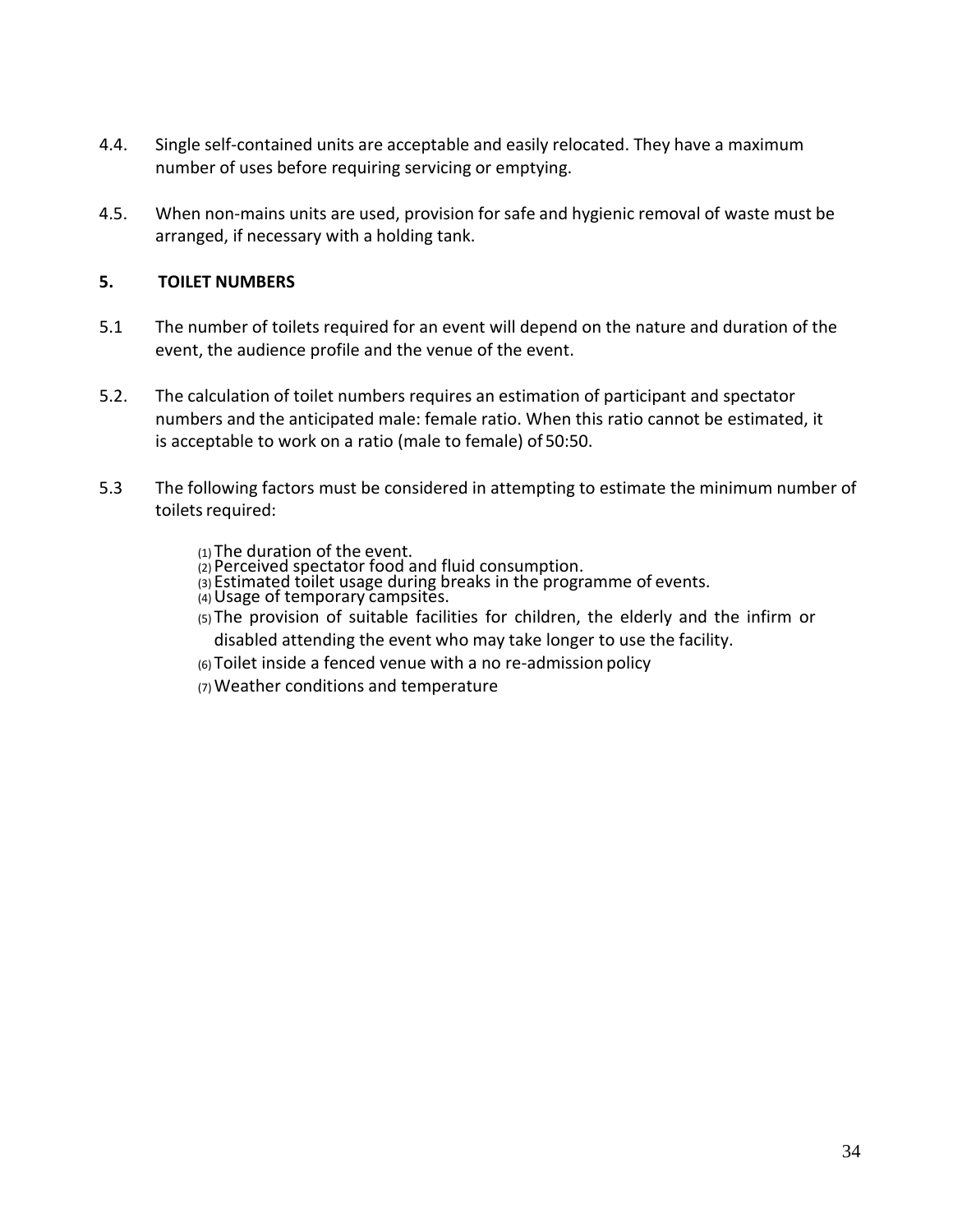4.4. Single self-contained units are acceptable and easily relocated. They have a maximum number of uses before requiring servicing or emptying.

4.5. When non-mains units are used, provision for safe and hygienic removal of waste must be arranged, if necessary with a holding tank.

## 5. TOILET NUMBERS

5.1 The number of toilets required for an event will depend on the nature and duration of the event, the audience profile and the venue of the event.

5.2. The calculation of toilet numbers requires an estimation of participant and spectator numbers and the anticipated male: female ratio. When this ratio cannot be estimated, it is acceptable to work on a ratio (male to female) of 50:50.

5.3 The following factors must be considered in attempting to estimate the minimum number of toilets required:

(1) The duration of the event.
(2) Perceived spectator food and fluid consumption.
(3) Estimated toilet usage during breaks in the programme of events.
(4) Usage of temporary campsites.
(5) The provision of suitable facilities for children, the elderly and the infirm or disabled attending the event who may take longer to use the facility.
(6) Toilet inside a fenced venue with a no re-admission policy
(7) Weather conditions and temperature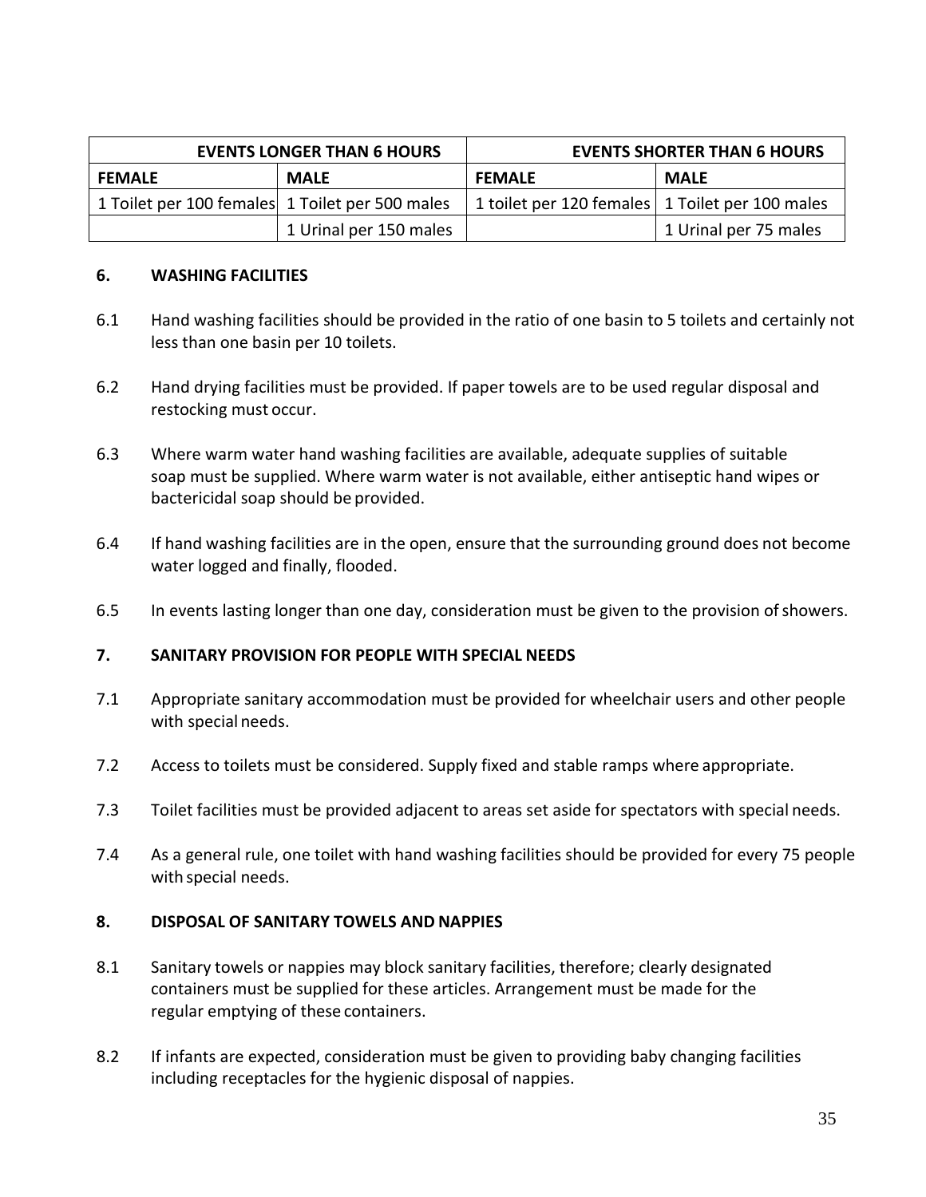| EVENTS LONGER THAN 6 HOURS | | EVENTS SHORTER THAN 6 HOURS | |
|---|---|---|---|
| **FEMALE** | **MALE** | **FEMALE** | **MALE** |
| 1 Toilet per 100 females | 1 Toilet per 500 males | 1 toilet per 120 females | 1 Toilet per 100 males |
| | 1 Urinal per 150 males | | 1 Urinal per 75 males |

## 6. WASHING FACILITIES

6.1 Hand washing facilities should be provided in the ratio of one basin to 5 toilets and certainly not less than one basin per 10 toilets.

6.2 Hand drying facilities must be provided. If paper towels are to be used regular disposal and restocking must occur.

6.3 Where warm water hand washing facilities are available, adequate supplies of suitable soap must be supplied. Where warm water is not available, either antiseptic hand wipes or bactericidal soap should be provided.

6.4 If hand washing facilities are in the open, ensure that the surrounding ground does not become water logged and finally, flooded.

6.5 In events lasting longer than one day, consideration must be given to the provision of showers.

## 7. SANITARY PROVISION FOR PEOPLE WITH SPECIAL NEEDS

7.1 Appropriate sanitary accommodation must be provided for wheelchair users and other people with special needs.

7.2 Access to toilets must be considered. Supply fixed and stable ramps where appropriate.

7.3 Toilet facilities must be provided adjacent to areas set aside for spectators with special needs.

7.4 As a general rule, one toilet with hand washing facilities should be provided for every 75 people with special needs.

## 8. DISPOSAL OF SANITARY TOWELS AND NAPPIES

8.1 Sanitary towels or nappies may block sanitary facilities, therefore; clearly designated containers must be supplied for these articles. Arrangement must be made for the regular emptying of these containers.

8.2 If infants are expected, consideration must be given to providing baby changing facilities including receptacles for the hygienic disposal of nappies.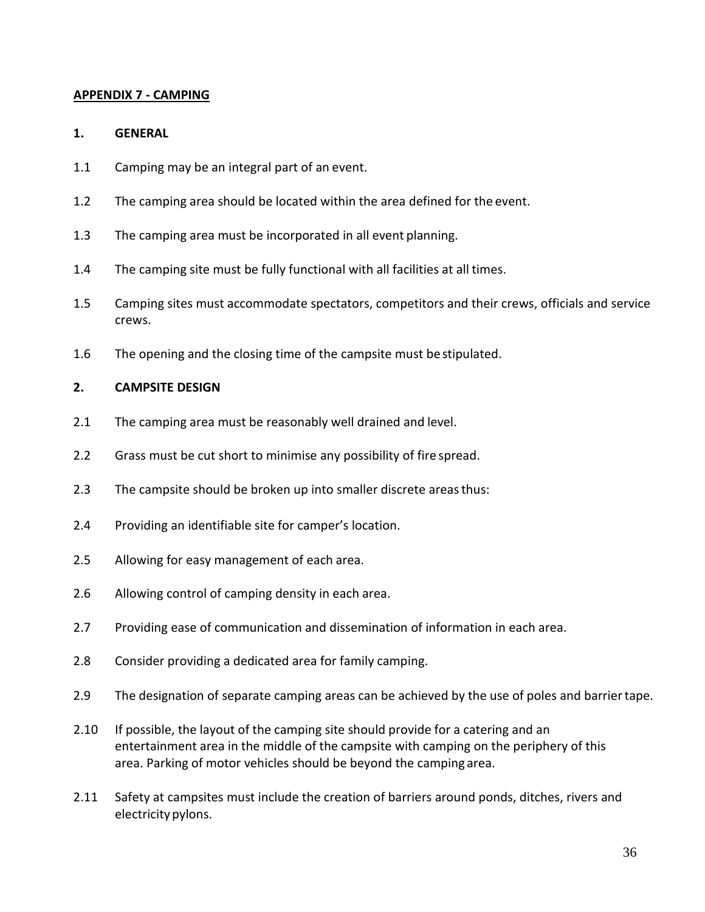## APPENDIX 7 - CAMPING

### 1. GENERAL

1.1 Camping may be an integral part of an event.

1.2 The camping area should be located within the area defined for the event.

1.3 The camping area must be incorporated in all event planning.

1.4 The camping site must be fully functional with all facilities at all times.

1.5 Camping sites must accommodate spectators, competitors and their crews, officials and service crews.

1.6 The opening and the closing time of the campsite must be stipulated.

### 2. CAMPSITE DESIGN

2.1 The camping area must be reasonably well drained and level.

2.2 Grass must be cut short to minimise any possibility of fire spread.

2.3 The campsite should be broken up into smaller discrete areas thus:

2.4 Providing an identifiable site for camper's location.

2.5 Allowing for easy management of each area.

2.6 Allowing control of camping density in each area.

2.7 Providing ease of communication and dissemination of information in each area.

2.8 Consider providing a dedicated area for family camping.

2.9 The designation of separate camping areas can be achieved by the use of poles and barrier tape.

2.10 If possible, the layout of the camping site should provide for a catering and an entertainment area in the middle of the campsite with camping on the periphery of this area. Parking of motor vehicles should be beyond the camping area.

2.11 Safety at campsites must include the creation of barriers around ponds, ditches, rivers and electricity pylons.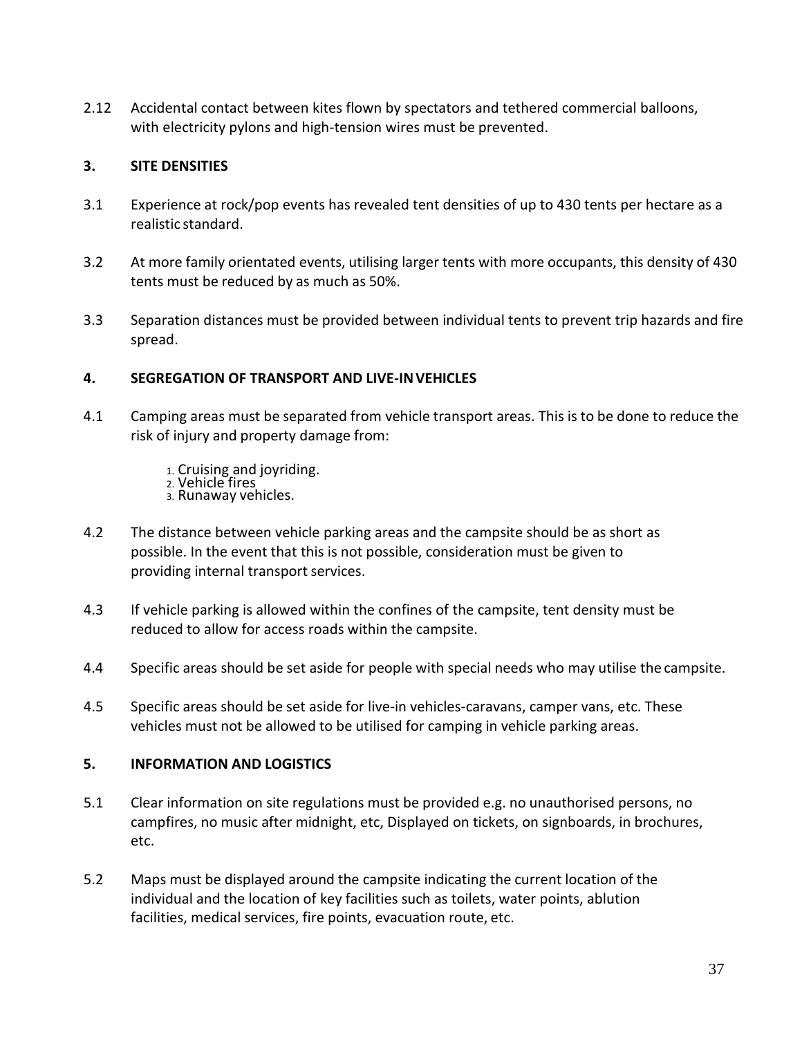2.12 Accidental contact between kites flown by spectators and tethered commercial balloons, with electricity pylons and high-tension wires must be prevented.

## 3. SITE DENSITIES

3.1 Experience at rock/pop events has revealed tent densities of up to 430 tents per hectare as a realistic standard.

3.2 At more family orientated events, utilising larger tents with more occupants, this density of 430 tents must be reduced by as much as 50%.

3.3 Separation distances must be provided between individual tents to prevent trip hazards and fire spread.

## 4. SEGREGATION OF TRANSPORT AND LIVE-IN VEHICLES

4.1 Camping areas must be separated from vehicle transport areas. This is to be done to reduce the risk of injury and property damage from:

1. Cruising and joyriding.
2. Vehicle fires
3. Runaway vehicles.

4.2 The distance between vehicle parking areas and the campsite should be as short as possible. In the event that this is not possible, consideration must be given to providing internal transport services.

4.3 If vehicle parking is allowed within the confines of the campsite, tent density must be reduced to allow for access roads within the campsite.

4.4 Specific areas should be set aside for people with special needs who may utilise the campsite.

4.5 Specific areas should be set aside for live-in vehicles-caravans, camper vans, etc. These vehicles must not be allowed to be utilised for camping in vehicle parking areas.

## 5. INFORMATION AND LOGISTICS

5.1 Clear information on site regulations must be provided e.g. no unauthorised persons, no campfires, no music after midnight, etc, Displayed on tickets, on signboards, in brochures, etc.

5.2 Maps must be displayed around the campsite indicating the current location of the individual and the location of key facilities such as toilets, water points, ablution facilities, medical services, fire points, evacuation route, etc.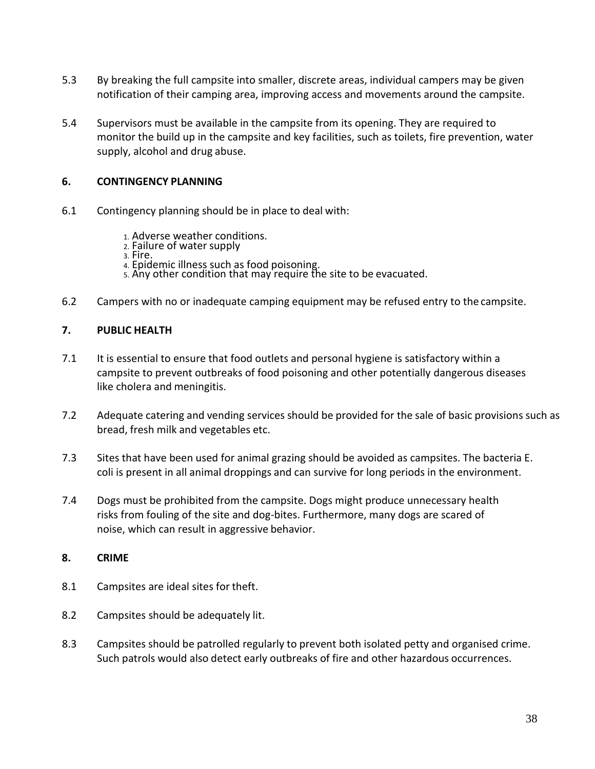5.3 By breaking the full campsite into smaller, discrete areas, individual campers may be given notification of their camping area, improving access and movements around the campsite.

5.4 Supervisors must be available in the campsite from its opening. They are required to monitor the build up in the campsite and key facilities, such as toilets, fire prevention, water supply, alcohol and drug abuse.

## 6. CONTINGENCY PLANNING

6.1 Contingency planning should be in place to deal with:

1. Adverse weather conditions.
2. Failure of water supply
3. Fire.
4. Epidemic illness such as food poisoning.
5. Any other condition that may require the site to be evacuated.

6.2 Campers with no or inadequate camping equipment may be refused entry to the campsite.

## 7. PUBLIC HEALTH

7.1 It is essential to ensure that food outlets and personal hygiene is satisfactory within a campsite to prevent outbreaks of food poisoning and other potentially dangerous diseases like cholera and meningitis.

7.2 Adequate catering and vending services should be provided for the sale of basic provisions such as bread, fresh milk and vegetables etc.

7.3 Sites that have been used for animal grazing should be avoided as campsites. The bacteria E. coli is present in all animal droppings and can survive for long periods in the environment.

7.4 Dogs must be prohibited from the campsite. Dogs might produce unnecessary health risks from fouling of the site and dog-bites. Furthermore, many dogs are scared of noise, which can result in aggressive behavior.

## 8. CRIME

8.1 Campsites are ideal sites for theft.

8.2 Campsites should be adequately lit.

8.3 Campsites should be patrolled regularly to prevent both isolated petty and organised crime. Such patrols would also detect early outbreaks of fire and other hazardous occurrences.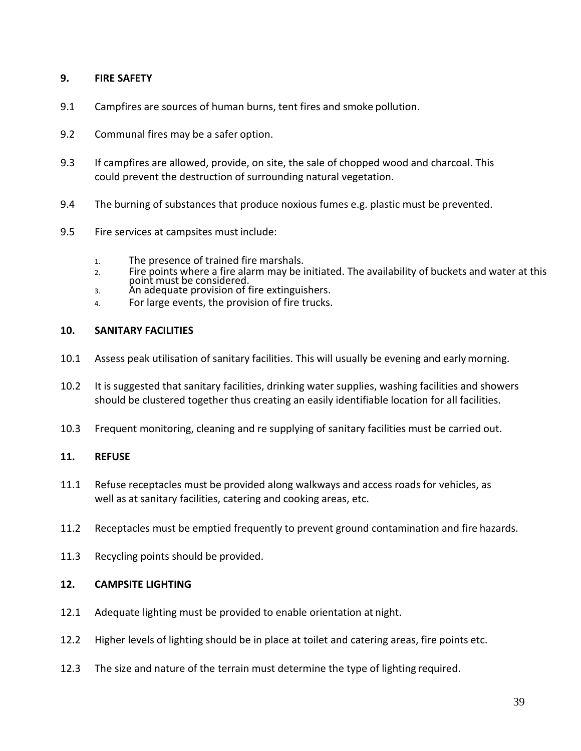## 9. FIRE SAFETY

9.1 Campfires are sources of human burns, tent fires and smoke pollution.

9.2 Communal fires may be a safer option.

9.3 If campfires are allowed, provide, on site, the sale of chopped wood and charcoal. This could prevent the destruction of surrounding natural vegetation.

9.4 The burning of substances that produce noxious fumes e.g. plastic must be prevented.

9.5 Fire services at campsites must include:

1. The presence of trained fire marshals.
2. Fire points where a fire alarm may be initiated. The availability of buckets and water at this point must be considered.
3. An adequate provision of fire extinguishers.
4. For large events, the provision of fire trucks.

## 10. SANITARY FACILITIES

10.1 Assess peak utilisation of sanitary facilities. This will usually be evening and early morning.

10.2 It is suggested that sanitary facilities, drinking water supplies, washing facilities and showers should be clustered together thus creating an easily identifiable location for all facilities.

10.3 Frequent monitoring, cleaning and re supplying of sanitary facilities must be carried out.

## 11. REFUSE

11.1 Refuse receptacles must be provided along walkways and access roads for vehicles, as well as at sanitary facilities, catering and cooking areas, etc.

11.2 Receptacles must be emptied frequently to prevent ground contamination and fire hazards.

11.3 Recycling points should be provided.

## 12. CAMPSITE LIGHTING

12.1 Adequate lighting must be provided to enable orientation at night.

12.2 Higher levels of lighting should be in place at toilet and catering areas, fire points etc.

12.3 The size and nature of the terrain must determine the type of lighting required.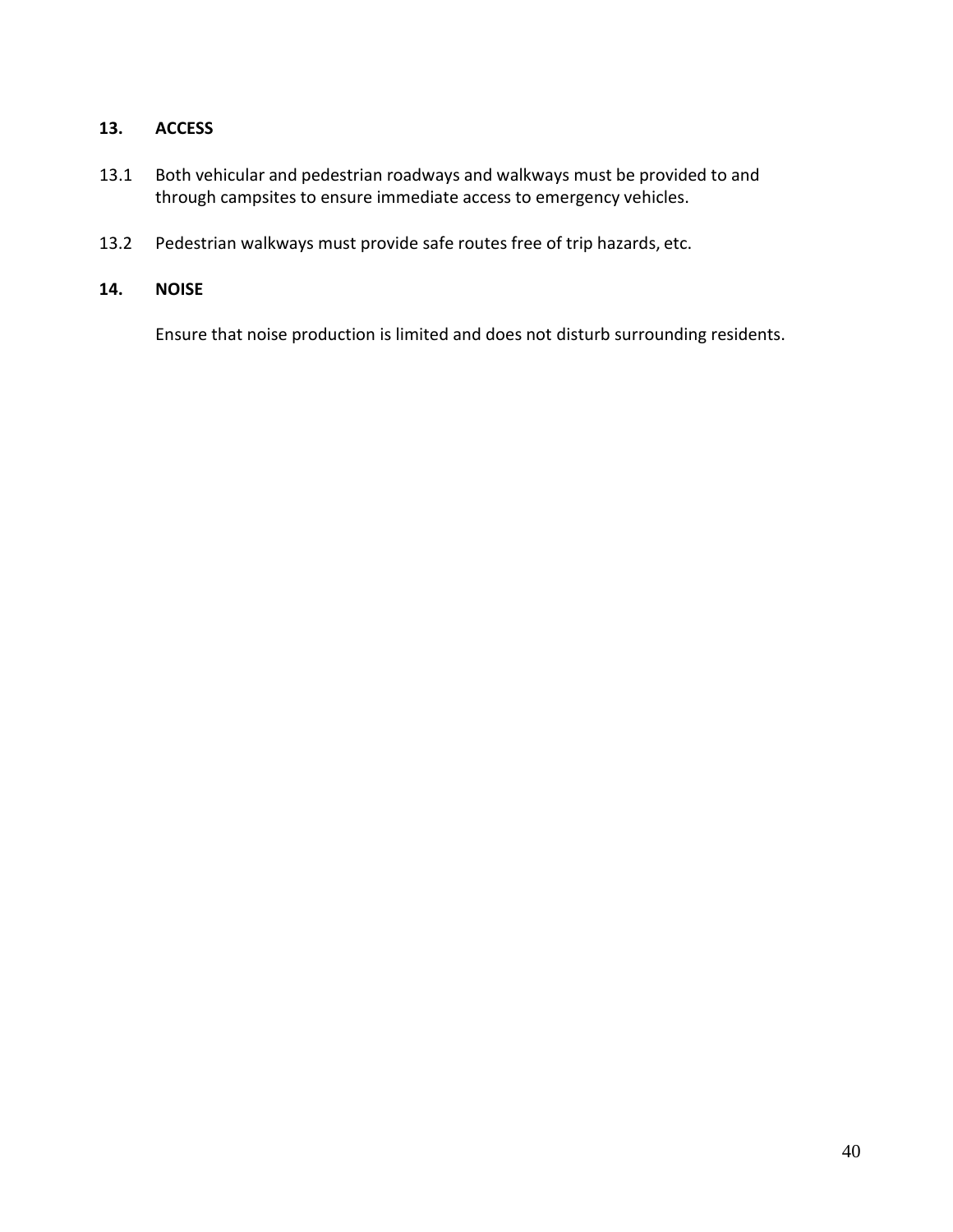## 13. ACCESS

13.1 Both vehicular and pedestrian roadways and walkways must be provided to and through campsites to ensure immediate access to emergency vehicles.

13.2 Pedestrian walkways must provide safe routes free of trip hazards, etc.

## 14. NOISE

Ensure that noise production is limited and does not disturb surrounding residents.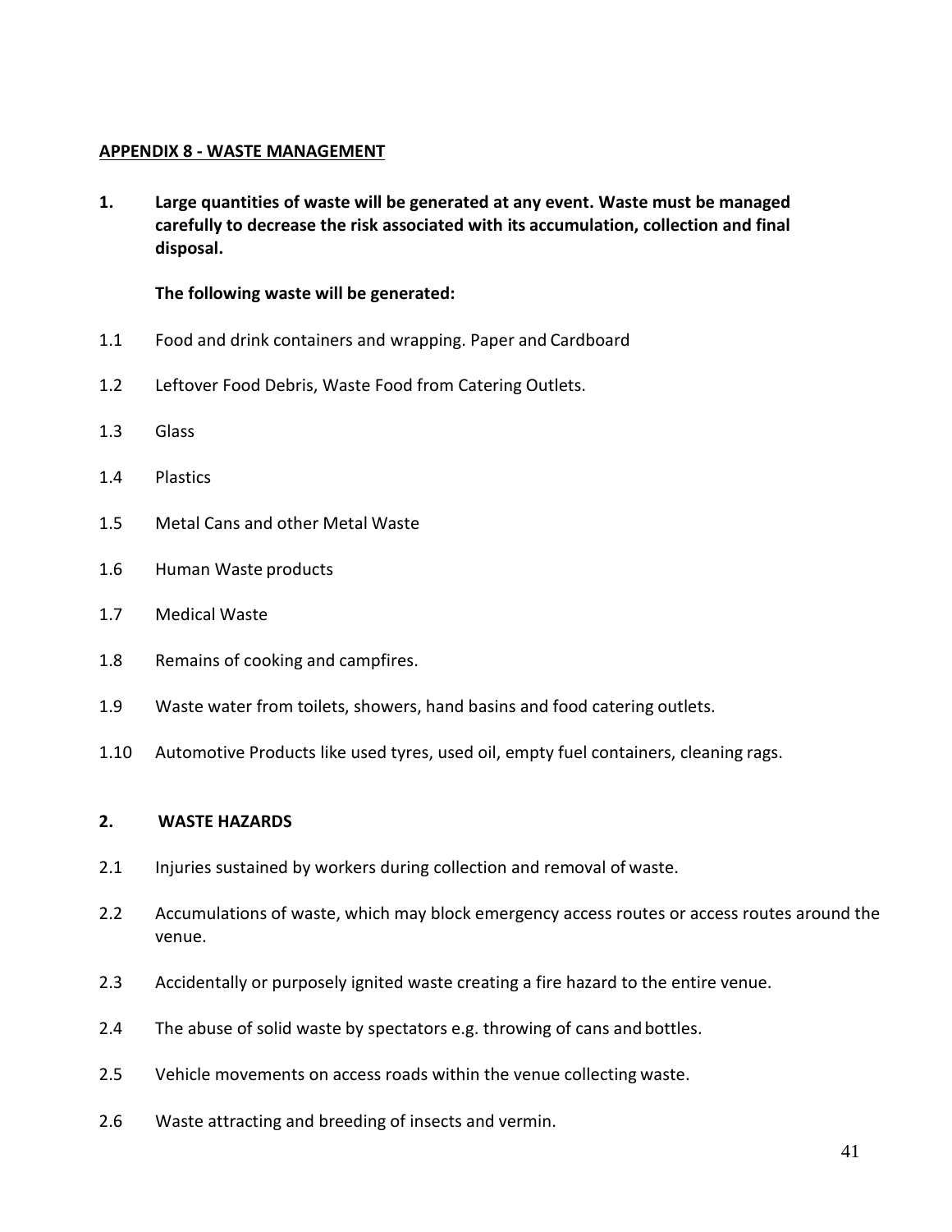## APPENDIX 8 - WASTE MANAGEMENT

**1. Large quantities of waste will be generated at any event. Waste must be managed carefully to decrease the risk associated with its accumulation, collection and final disposal.**

**The following waste will be generated:**

1.1 Food and drink containers and wrapping. Paper and Cardboard

1.2 Leftover Food Debris, Waste Food from Catering Outlets.

1.3 Glass

1.4 Plastics

1.5 Metal Cans and other Metal Waste

1.6 Human Waste products

1.7 Medical Waste

1.8 Remains of cooking and campfires.

1.9 Waste water from toilets, showers, hand basins and food catering outlets.

1.10 Automotive Products like used tyres, used oil, empty fuel containers, cleaning rags.

### 2. WASTE HAZARDS

2.1 Injuries sustained by workers during collection and removal of waste.

2.2 Accumulations of waste, which may block emergency access routes or access routes around the venue.

2.3 Accidentally or purposely ignited waste creating a fire hazard to the entire venue.

2.4 The abuse of solid waste by spectators e.g. throwing of cans and bottles.

2.5 Vehicle movements on access roads within the venue collecting waste.

2.6 Waste attracting and breeding of insects and vermin.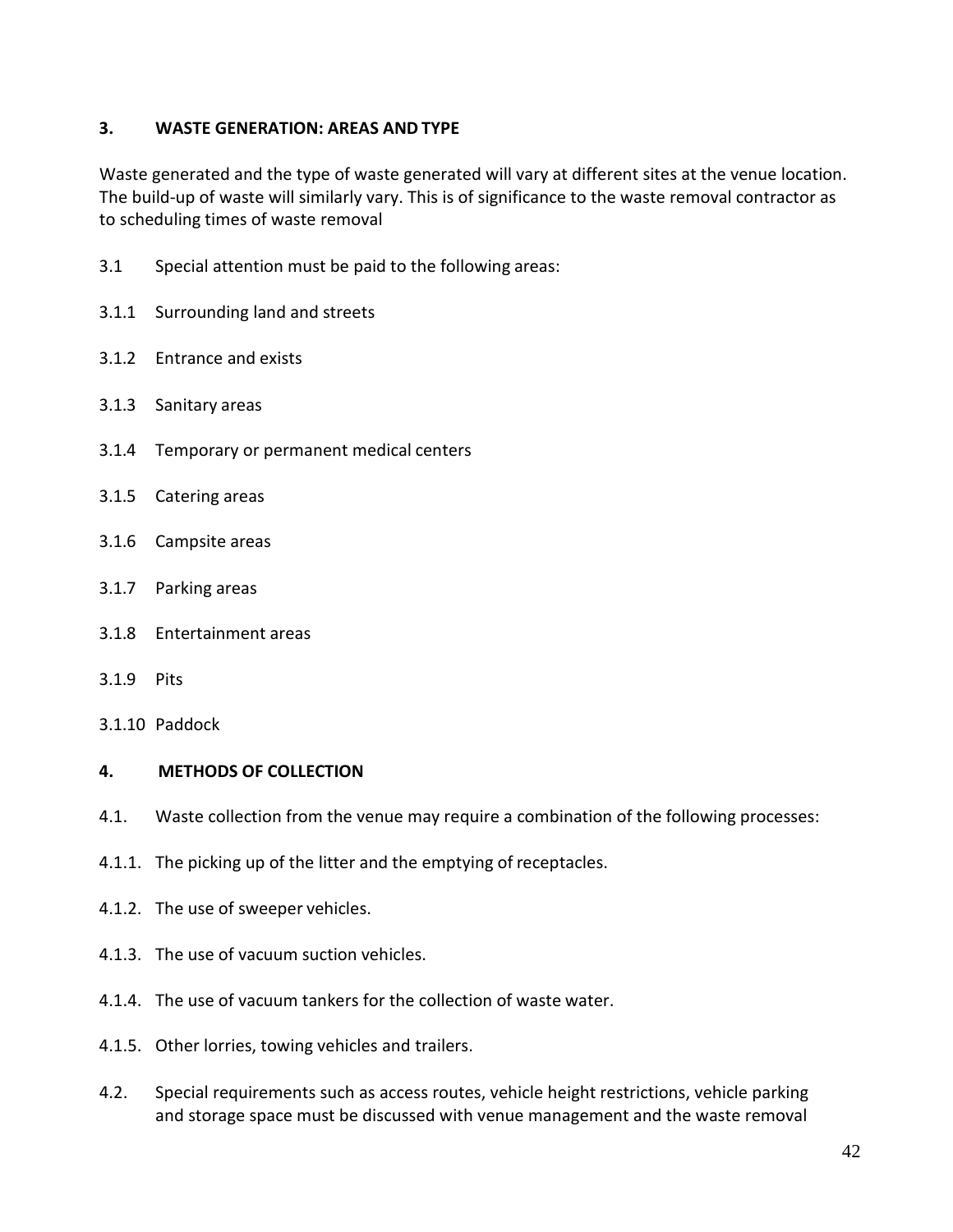## 3. WASTE GENERATION: AREAS AND TYPE

Waste generated and the type of waste generated will vary at different sites at the venue location. The build-up of waste will similarly vary. This is of significance to the waste removal contractor as to scheduling times of waste removal

3.1 Special attention must be paid to the following areas:

3.1.1 Surrounding land and streets

3.1.2 Entrance and exists

3.1.3 Sanitary areas

3.1.4 Temporary or permanent medical centers

3.1.5 Catering areas

3.1.6 Campsite areas

3.1.7 Parking areas

3.1.8 Entertainment areas

3.1.9 Pits

3.1.10 Paddock

## 4. METHODS OF COLLECTION

4.1. Waste collection from the venue may require a combination of the following processes:

4.1.1. The picking up of the litter and the emptying of receptacles.

4.1.2. The use of sweeper vehicles.

4.1.3. The use of vacuum suction vehicles.

4.1.4. The use of vacuum tankers for the collection of waste water.

4.1.5. Other lorries, towing vehicles and trailers.

4.2. Special requirements such as access routes, vehicle height restrictions, vehicle parking and storage space must be discussed with venue management and the waste removal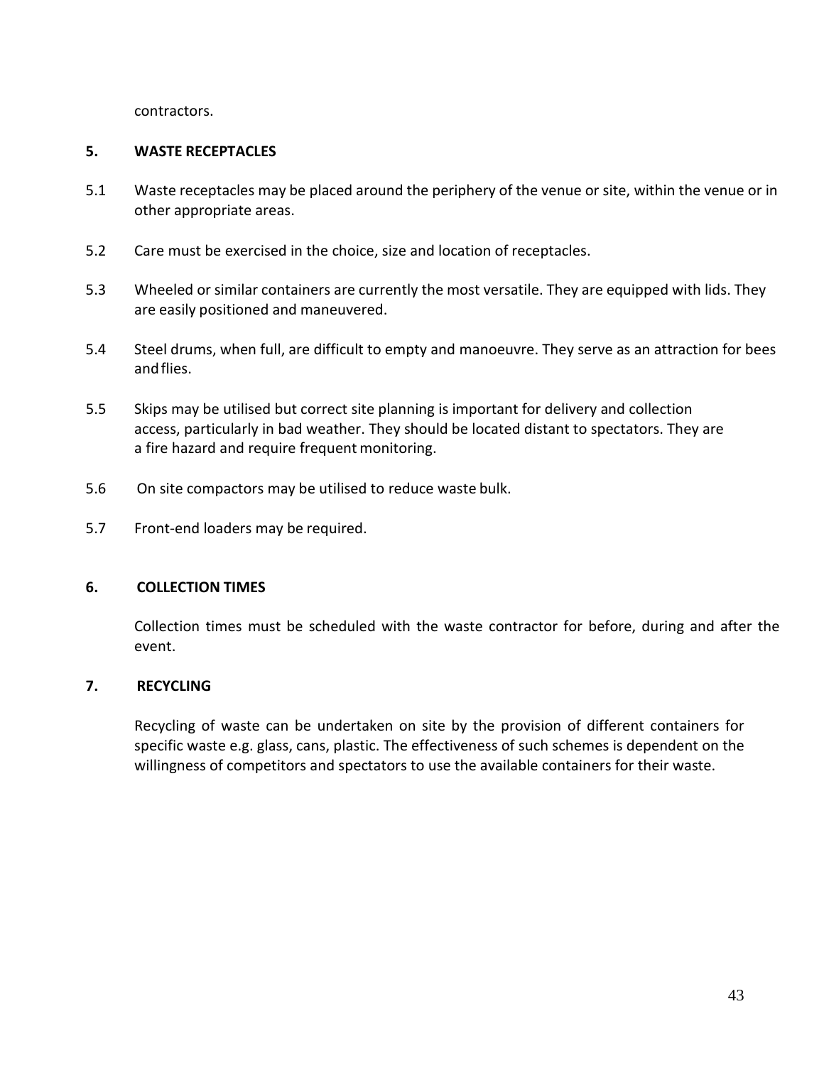contractors.

## 5. WASTE RECEPTACLES

5.1 Waste receptacles may be placed around the periphery of the venue or site, within the venue or in other appropriate areas.

5.2 Care must be exercised in the choice, size and location of receptacles.

5.3 Wheeled or similar containers are currently the most versatile. They are equipped with lids. They are easily positioned and maneuvered.

5.4 Steel drums, when full, are difficult to empty and manoeuvre. They serve as an attraction for bees and flies.

5.5 Skips may be utilised but correct site planning is important for delivery and collection access, particularly in bad weather. They should be located distant to spectators. They are a fire hazard and require frequent monitoring.

5.6 On site compactors may be utilised to reduce waste bulk.

5.7 Front-end loaders may be required.

## 6. COLLECTION TIMES

Collection times must be scheduled with the waste contractor for before, during and after the event.

## 7. RECYCLING

Recycling of waste can be undertaken on site by the provision of different containers for specific waste e.g. glass, cans, plastic. The effectiveness of such schemes is dependent on the willingness of competitors and spectators to use the available containers for their waste.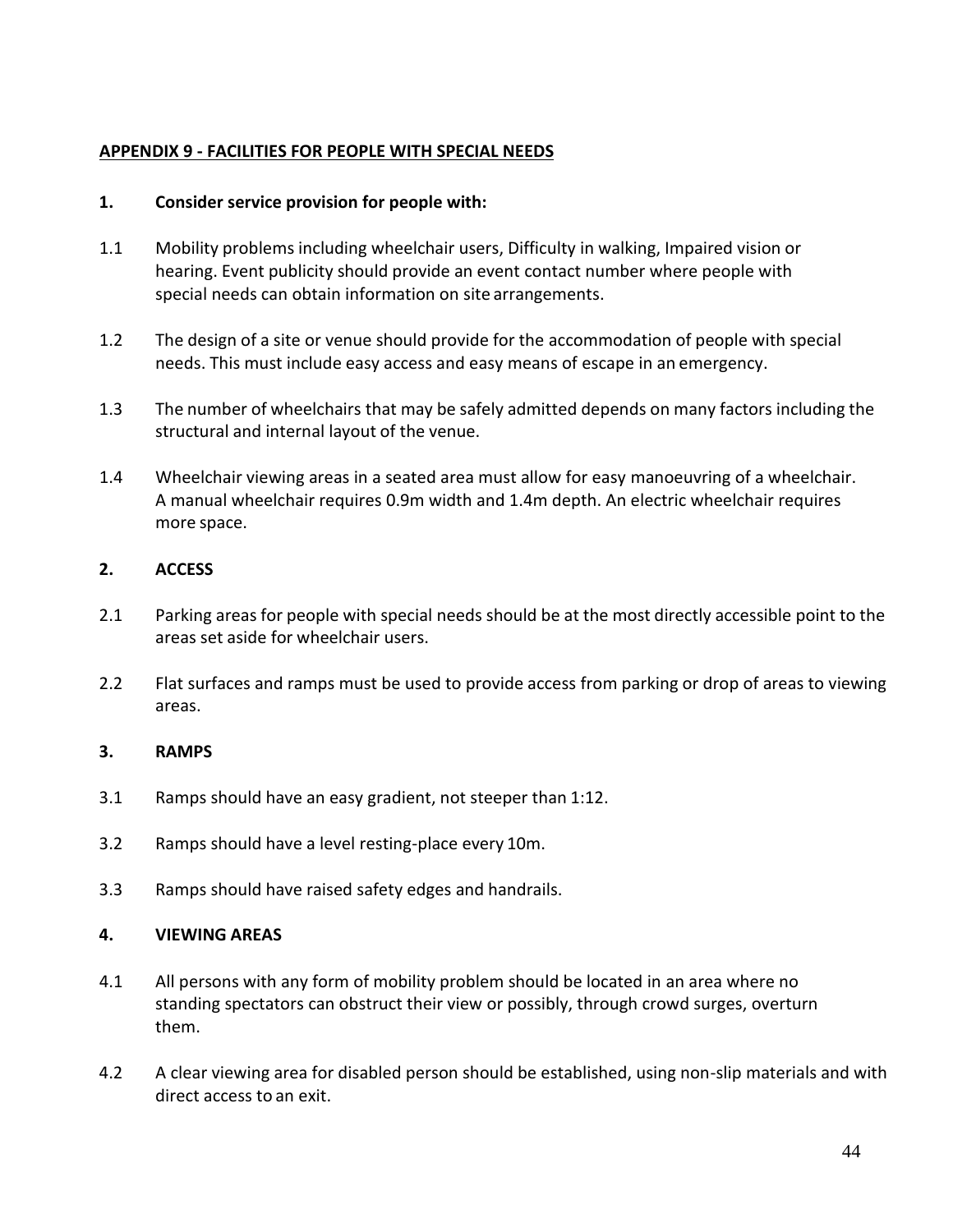## APPENDIX 9 - FACILITIES FOR PEOPLE WITH SPECIAL NEEDS

### 1. Consider service provision for people with:

1.1 Mobility problems including wheelchair users, Difficulty in walking, Impaired vision or hearing. Event publicity should provide an event contact number where people with special needs can obtain information on site arrangements.

1.2 The design of a site or venue should provide for the accommodation of people with special needs. This must include easy access and easy means of escape in an emergency.

1.3 The number of wheelchairs that may be safely admitted depends on many factors including the structural and internal layout of the venue.

1.4 Wheelchair viewing areas in a seated area must allow for easy manoeuvring of a wheelchair. A manual wheelchair requires 0.9m width and 1.4m depth. An electric wheelchair requires more space.

### 2. ACCESS

2.1 Parking areas for people with special needs should be at the most directly accessible point to the areas set aside for wheelchair users.

2.2 Flat surfaces and ramps must be used to provide access from parking or drop of areas to viewing areas.

### 3. RAMPS

3.1 Ramps should have an easy gradient, not steeper than 1:12.

3.2 Ramps should have a level resting-place every 10m.

3.3 Ramps should have raised safety edges and handrails.

### 4. VIEWING AREAS

4.1 All persons with any form of mobility problem should be located in an area where no standing spectators can obstruct their view or possibly, through crowd surges, overturn them.

4.2 A clear viewing area for disabled person should be established, using non-slip materials and with direct access to an exit.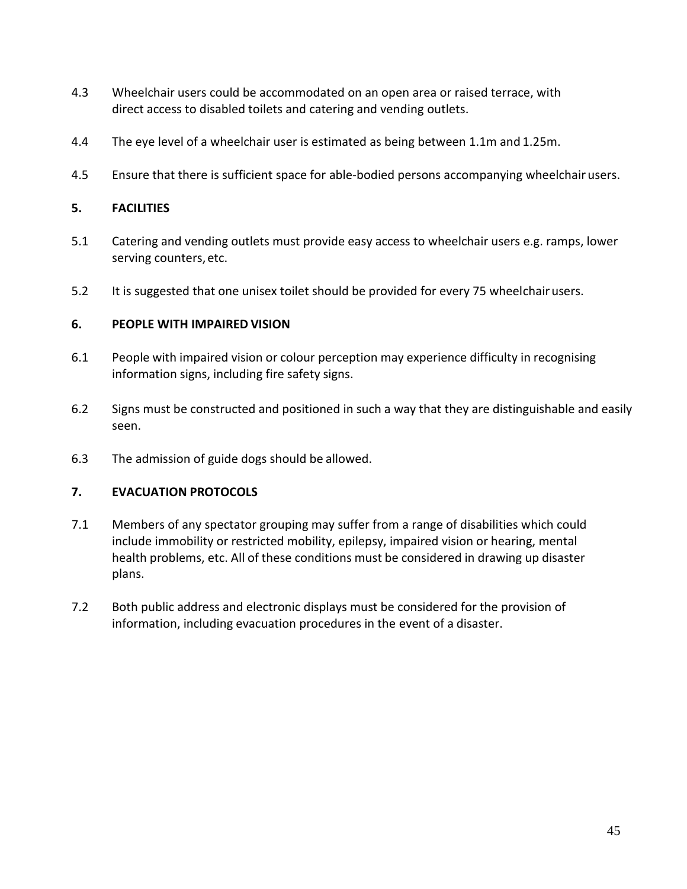4.3 Wheelchair users could be accommodated on an open area or raised terrace, with direct access to disabled toilets and catering and vending outlets.

4.4 The eye level of a wheelchair user is estimated as being between 1.1m and 1.25m.

4.5 Ensure that there is sufficient space for able-bodied persons accompanying wheelchair users.

## 5. FACILITIES

5.1 Catering and vending outlets must provide easy access to wheelchair users e.g. ramps, lower serving counters, etc.

5.2 It is suggested that one unisex toilet should be provided for every 75 wheelchair users.

## 6. PEOPLE WITH IMPAIRED VISION

6.1 People with impaired vision or colour perception may experience difficulty in recognising information signs, including fire safety signs.

6.2 Signs must be constructed and positioned in such a way that they are distinguishable and easily seen.

6.3 The admission of guide dogs should be allowed.

## 7. EVACUATION PROTOCOLS

7.1 Members of any spectator grouping may suffer from a range of disabilities which could include immobility or restricted mobility, epilepsy, impaired vision or hearing, mental health problems, etc. All of these conditions must be considered in drawing up disaster plans.

7.2 Both public address and electronic displays must be considered for the provision of information, including evacuation procedures in the event of a disaster.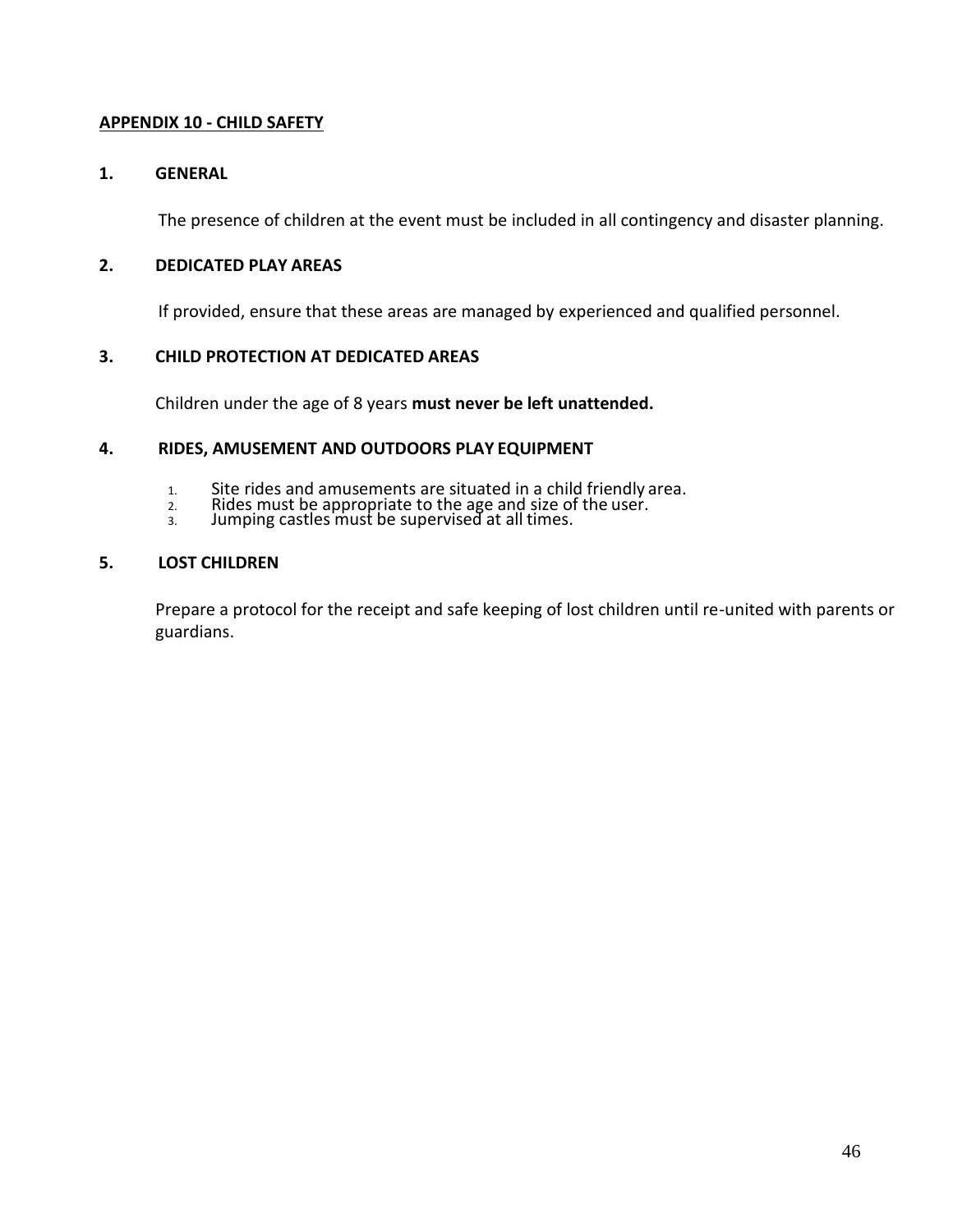## APPENDIX 10 - CHILD SAFETY

### 1. GENERAL

The presence of children at the event must be included in all contingency and disaster planning.

### 2. DEDICATED PLAY AREAS

If provided, ensure that these areas are managed by experienced and qualified personnel.

### 3. CHILD PROTECTION AT DEDICATED AREAS

Children under the age of 8 years **must never be left unattended.**

### 4. RIDES, AMUSEMENT AND OUTDOORS PLAY EQUIPMENT

1. Site rides and amusements are situated in a child friendly area.
2. Rides must be appropriate to the age and size of the user.
3. Jumping castles must be supervised at all times.

### 5. LOST CHILDREN

Prepare a protocol for the receipt and safe keeping of lost children until re-united with parents or guardians.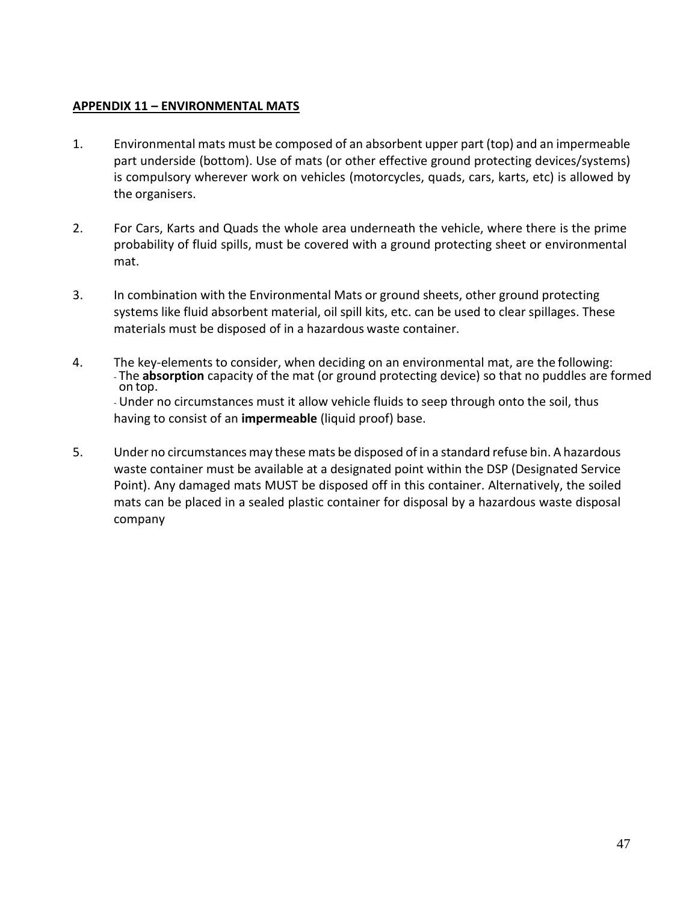## APPENDIX 11 – ENVIRONMENTAL MATS

1. Environmental mats must be composed of an absorbent upper part (top) and an impermeable part underside (bottom). Use of mats (or other effective ground protecting devices/systems) is compulsory wherever work on vehicles (motorcycles, quads, cars, karts, etc) is allowed by the organisers.

2. For Cars, Karts and Quads the whole area underneath the vehicle, where there is the prime probability of fluid spills, must be covered with a ground protecting sheet or environmental mat.

3. In combination with the Environmental Mats or ground sheets, other ground protecting systems like fluid absorbent material, oil spill kits, etc. can be used to clear spillages. These materials must be disposed of in a hazardous waste container.

4. The key-elements to consider, when deciding on an environmental mat, are the following:
   - The **absorption** capacity of the mat (or ground protecting device) so that no puddles are formed on top.
   - Under no circumstances must it allow vehicle fluids to seep through onto the soil, thus having to consist of an **impermeable** (liquid proof) base.

5. Under no circumstances may these mats be disposed of in a standard refuse bin. A hazardous waste container must be available at a designated point within the DSP (Designated Service Point). Any damaged mats MUST be disposed off in this container. Alternatively, the soiled mats can be placed in a sealed plastic container for disposal by a hazardous waste disposal company